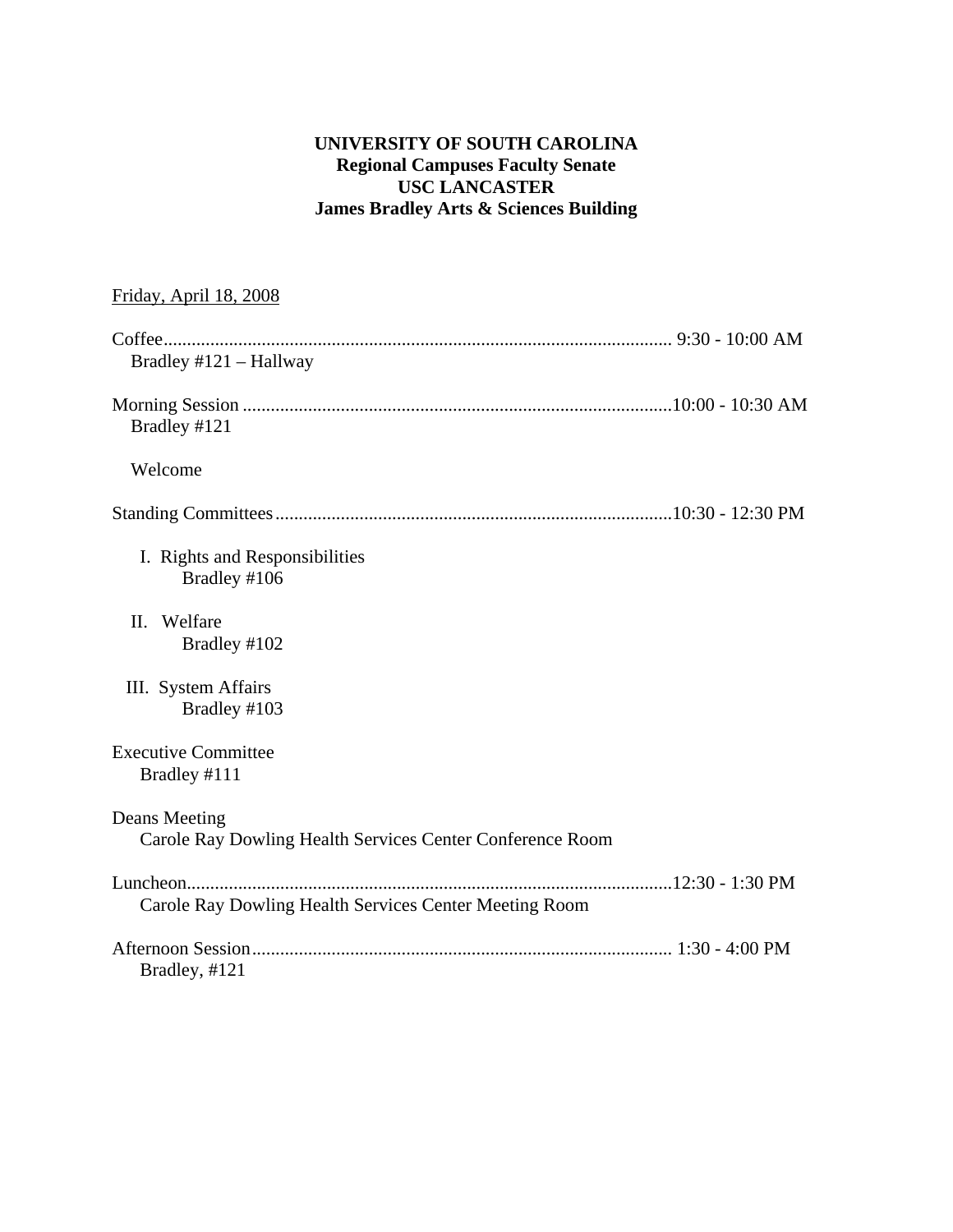**UNIVERSITY OF SOUTH CAROLINA**
**Regional Campuses Faculty Senate**
**USC LANCASTER**
**James Bradley Arts & Sciences Building**

Friday, April 18, 2008

Coffee............................................................................................................ 9:30 - 10:00 AM
Bradley #121 – Hallway

Morning Session ...........................................................................................10:00 - 10:30 AM
Bradley #121

Welcome

Standing Committees....................................................................................10:30 - 12:30 PM

I. Rights and Responsibilities
Bradley #106

II. Welfare
Bradley #102

III. System Affairs
Bradley #103

Executive Committee
Bradley #111

Deans Meeting
Carole Ray Dowling Health Services Center Conference Room

Luncheon.......................................................................................................12:30 - 1:30 PM
Carole Ray Dowling Health Services Center Meeting Room

Afternoon Session......................................................................................... 1:30 - 4:00 PM
Bradley, #121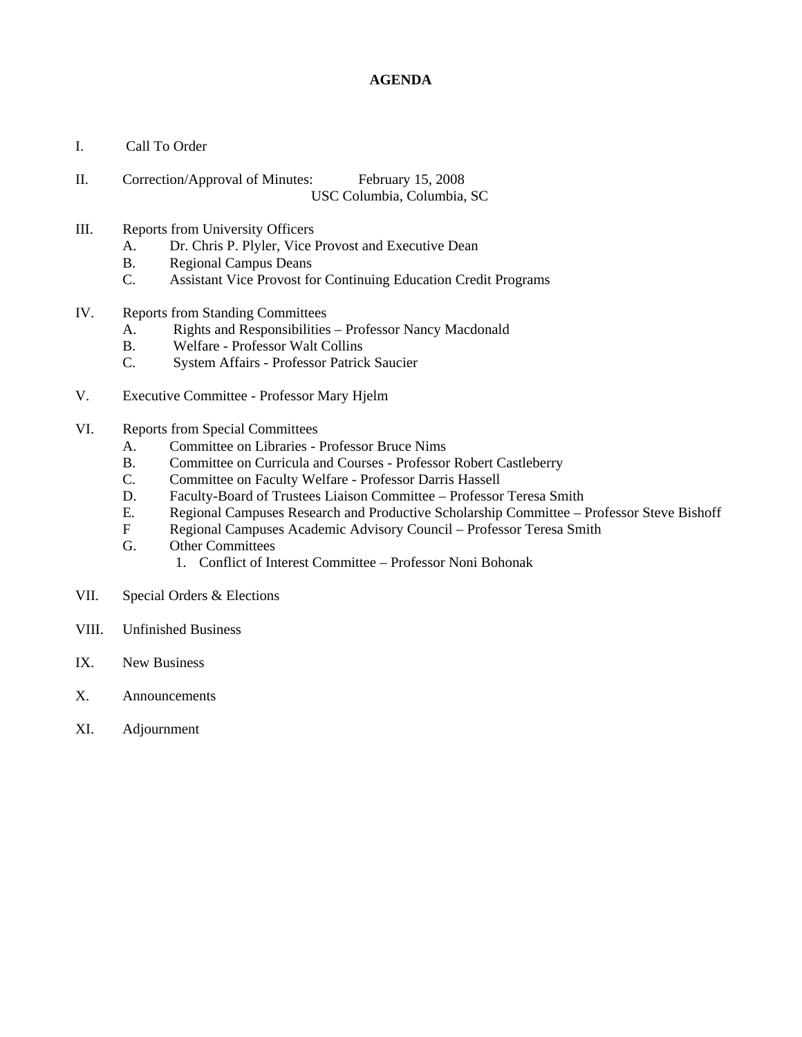# AGENDA

I. Call To Order

II. Correction/Approval of Minutes: February 15, 2008
USC Columbia, Columbia, SC

III. Reports from University Officers
   - A. Dr. Chris P. Plyler, Vice Provost and Executive Dean
   - B. Regional Campus Deans
   - C. Assistant Vice Provost for Continuing Education Credit Programs

IV. Reports from Standing Committees
   - A. Rights and Responsibilities – Professor Nancy Macdonald
   - B. Welfare - Professor Walt Collins
   - C. System Affairs - Professor Patrick Saucier

V. Executive Committee - Professor Mary Hjelm

VI. Reports from Special Committees
   - A. Committee on Libraries - Professor Bruce Nims
   - B. Committee on Curricula and Courses - Professor Robert Castleberry
   - C. Committee on Faculty Welfare - Professor Darris Hassell
   - D. Faculty-Board of Trustees Liaison Committee – Professor Teresa Smith
   - E. Regional Campuses Research and Productive Scholarship Committee – Professor Steve Bishoff
   - F Regional Campuses Academic Advisory Council – Professor Teresa Smith
   - G. Other Committees
     1. Conflict of Interest Committee – Professor Noni Bohonak

VII. Special Orders & Elections

VIII. Unfinished Business

IX. New Business

X. Announcements

XI. Adjournment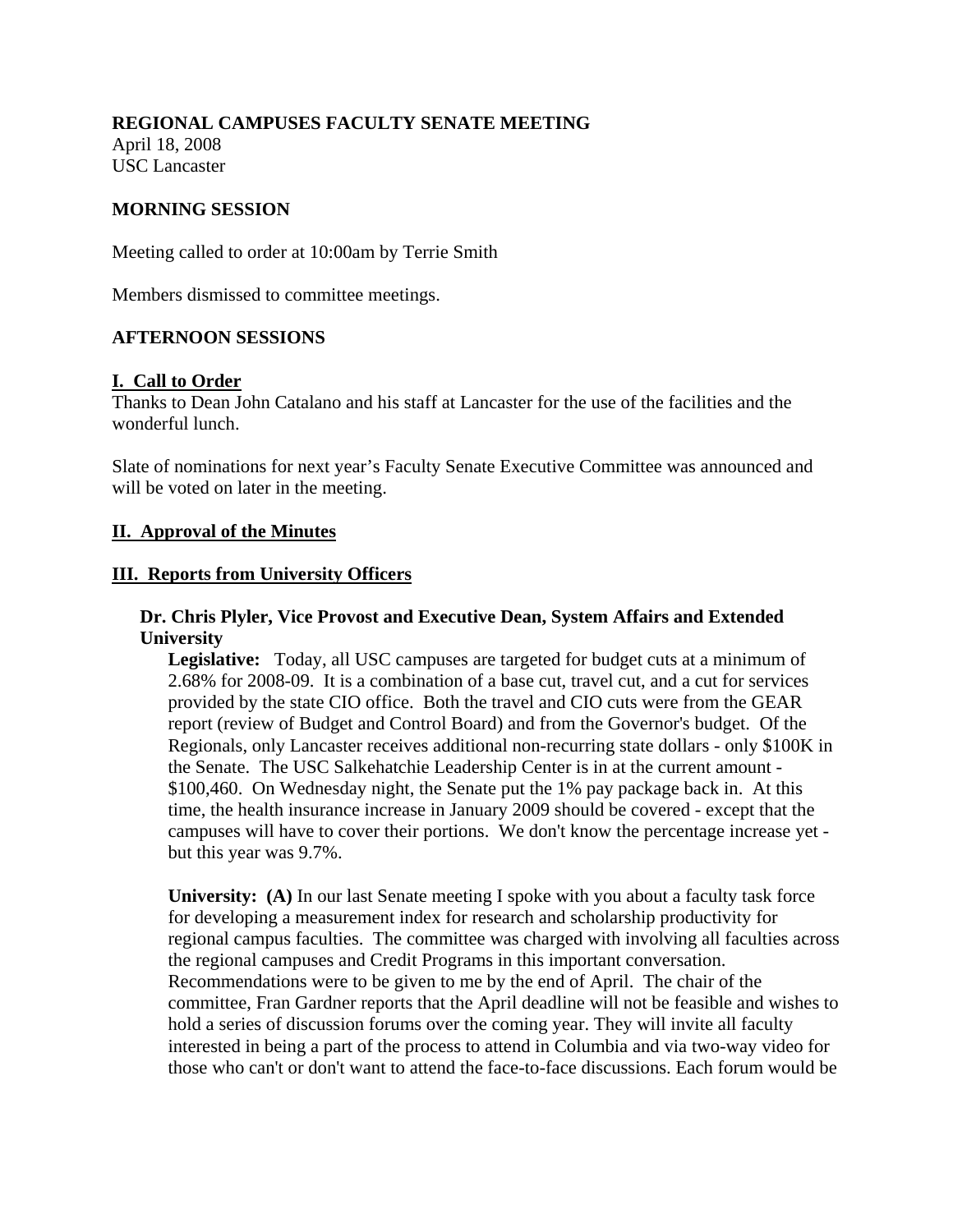**REGIONAL CAMPUSES FACULTY SENATE MEETING**
April 18, 2008
USC Lancaster

**MORNING SESSION**

Meeting called to order at 10:00am by Terrie Smith

Members dismissed to committee meetings.

**AFTERNOON SESSIONS**

## I. Call to Order

Thanks to Dean John Catalano and his staff at Lancaster for the use of the facilities and the wonderful lunch.

Slate of nominations for next year's Faculty Senate Executive Committee was announced and will be voted on later in the meeting.

## II. Approval of the Minutes

## III. Reports from University Officers

### Dr. Chris Plyler, Vice Provost and Executive Dean, System Affairs and Extended University

**Legislative:** Today, all USC campuses are targeted for budget cuts at a minimum of 2.68% for 2008-09. It is a combination of a base cut, travel cut, and a cut for services provided by the state CIO office. Both the travel and CIO cuts were from the GEAR report (review of Budget and Control Board) and from the Governor's budget. Of the Regionals, only Lancaster receives additional non-recurring state dollars - only $100K in the Senate. The USC Salkehatchie Leadership Center is in at the current amount - $100,460. On Wednesday night, the Senate put the 1% pay package back in. At this time, the health insurance increase in January 2009 should be covered - except that the campuses will have to cover their portions. We don't know the percentage increase yet - but this year was 9.7%.

**University: (A)** In our last Senate meeting I spoke with you about a faculty task force for developing a measurement index for research and scholarship productivity for regional campus faculties. The committee was charged with involving all faculties across the regional campuses and Credit Programs in this important conversation. Recommendations were to be given to me by the end of April. The chair of the committee, Fran Gardner reports that the April deadline will not be feasible and wishes to hold a series of discussion forums over the coming year. They will invite all faculty interested in being a part of the process to attend in Columbia and via two-way video for those who can't or don't want to attend the face-to-face discussions. Each forum would be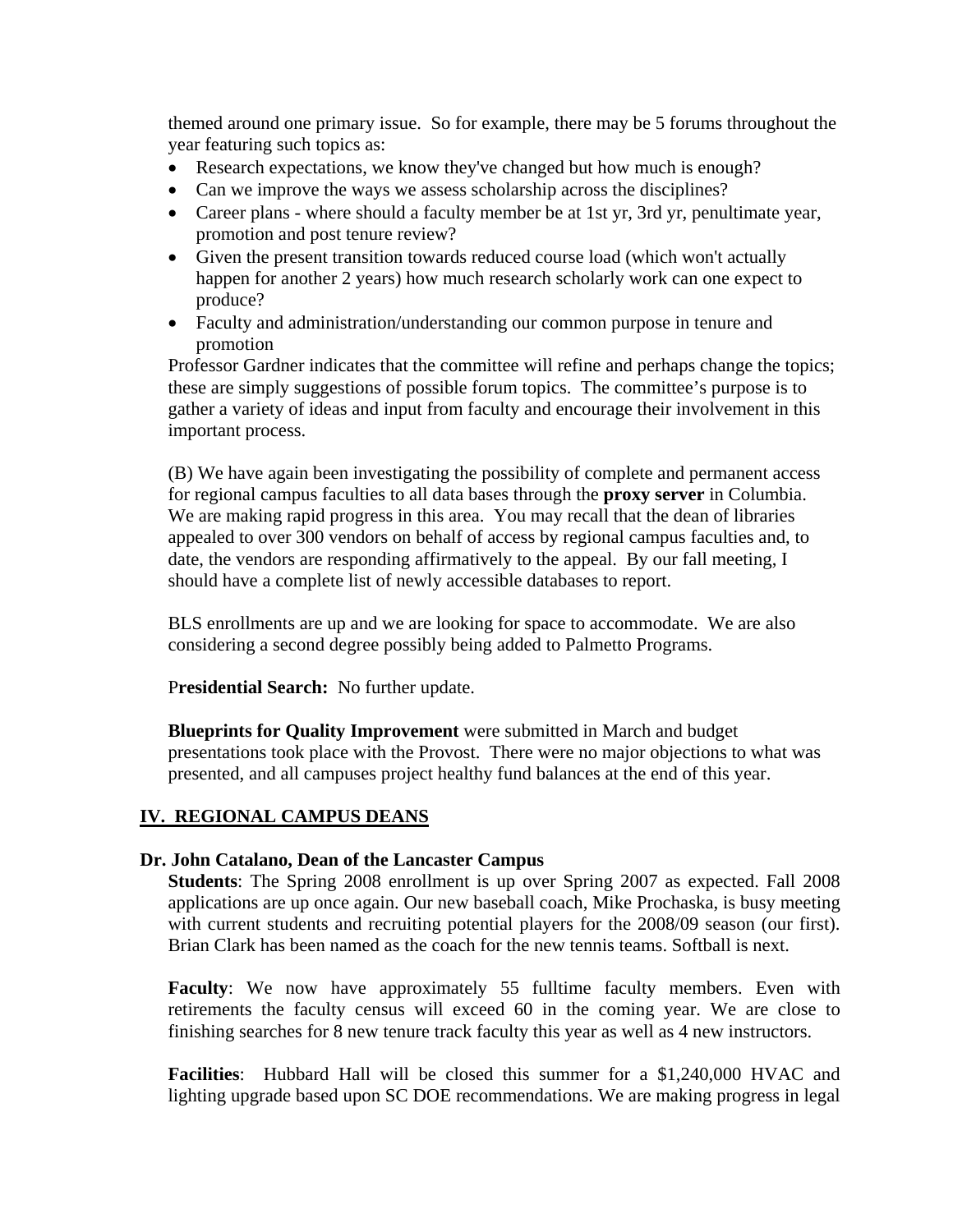themed around one primary issue. So for example, there may be 5 forums throughout the year featuring such topics as:

- Research expectations, we know they've changed but how much is enough?
- Can we improve the ways we assess scholarship across the disciplines?
- Career plans - where should a faculty member be at 1st yr, 3rd yr, penultimate year, promotion and post tenure review?
- Given the present transition towards reduced course load (which won't actually happen for another 2 years) how much research scholarly work can one expect to produce?
- Faculty and administration/understanding our common purpose in tenure and promotion

Professor Gardner indicates that the committee will refine and perhaps change the topics; these are simply suggestions of possible forum topics. The committee's purpose is to gather a variety of ideas and input from faculty and encourage their involvement in this important process.

(B) We have again been investigating the possibility of complete and permanent access for regional campus faculties to all data bases through the **proxy server** in Columbia. We are making rapid progress in this area. You may recall that the dean of libraries appealed to over 300 vendors on behalf of access by regional campus faculties and, to date, the vendors are responding affirmatively to the appeal. By our fall meeting, I should have a complete list of newly accessible databases to report.

BLS enrollments are up and we are looking for space to accommodate. We are also considering a second degree possibly being added to Palmetto Programs.

P**residential Search:** No further update.

**Blueprints for Quality Improvement** were submitted in March and budget presentations took place with the Provost. There were no major objections to what was presented, and all campuses project healthy fund balances at the end of this year.

## IV. REGIONAL CAMPUS DEANS

### Dr. John Catalano, Dean of the Lancaster Campus

**Students**: The Spring 2008 enrollment is up over Spring 2007 as expected. Fall 2008 applications are up once again. Our new baseball coach, Mike Prochaska, is busy meeting with current students and recruiting potential players for the 2008/09 season (our first). Brian Clark has been named as the coach for the new tennis teams. Softball is next.

**Faculty**: We now have approximately 55 fulltime faculty members. Even with retirements the faculty census will exceed 60 in the coming year. We are close to finishing searches for 8 new tenure track faculty this year as well as 4 new instructors.

**Facilities**: Hubbard Hall will be closed this summer for a $1,240,000 HVAC and lighting upgrade based upon SC DOE recommendations. We are making progress in legal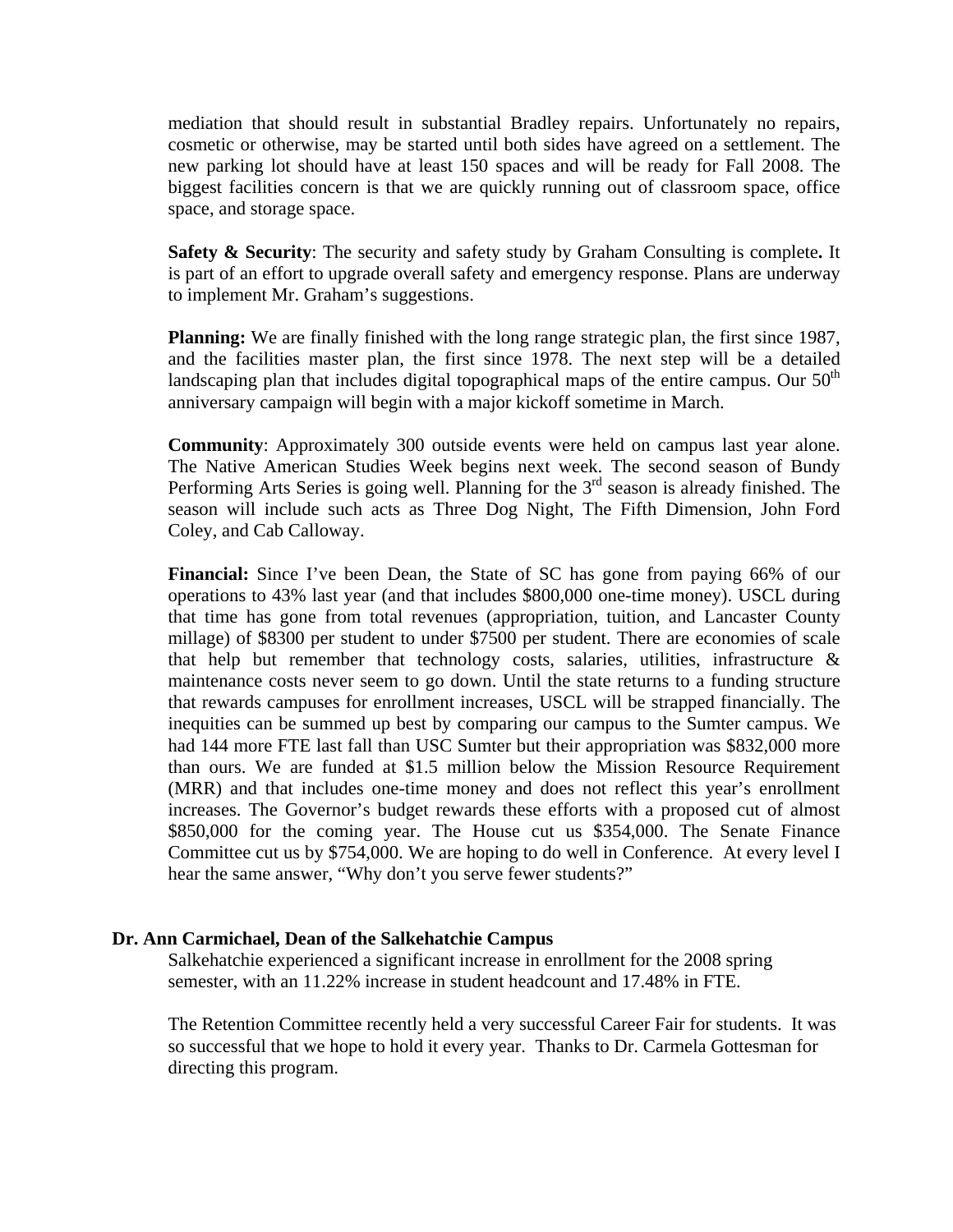mediation that should result in substantial Bradley repairs. Unfortunately no repairs, cosmetic or otherwise, may be started until both sides have agreed on a settlement. The new parking lot should have at least 150 spaces and will be ready for Fall 2008. The biggest facilities concern is that we are quickly running out of classroom space, office space, and storage space.

**Safety & Security**: The security and safety study by Graham Consulting is complete**.** It is part of an effort to upgrade overall safety and emergency response. Plans are underway to implement Mr. Graham's suggestions.

**Planning:** We are finally finished with the long range strategic plan, the first since 1987, and the facilities master plan, the first since 1978. The next step will be a detailed landscaping plan that includes digital topographical maps of the entire campus. Our 50th anniversary campaign will begin with a major kickoff sometime in March.

**Community**: Approximately 300 outside events were held on campus last year alone. The Native American Studies Week begins next week. The second season of Bundy Performing Arts Series is going well. Planning for the 3rd season is already finished. The season will include such acts as Three Dog Night, The Fifth Dimension, John Ford Coley, and Cab Calloway.

**Financial:** Since I've been Dean, the State of SC has gone from paying 66% of our operations to 43% last year (and that includes $800,000 one-time money). USCL during that time has gone from total revenues (appropriation, tuition, and Lancaster County millage) of $8300 per student to under $7500 per student. There are economies of scale that help but remember that technology costs, salaries, utilities, infrastructure & maintenance costs never seem to go down. Until the state returns to a funding structure that rewards campuses for enrollment increases, USCL will be strapped financially. The inequities can be summed up best by comparing our campus to the Sumter campus. We had 144 more FTE last fall than USC Sumter but their appropriation was $832,000 more than ours. We are funded at $1.5 million below the Mission Resource Requirement (MRR) and that includes one-time money and does not reflect this year's enrollment increases. The Governor's budget rewards these efforts with a proposed cut of almost $850,000 for the coming year. The House cut us $354,000. The Senate Finance Committee cut us by $754,000. We are hoping to do well in Conference. At every level I hear the same answer, "Why don't you serve fewer students?"

**Dr. Ann Carmichael, Dean of the Salkehatchie Campus**

Salkehatchie experienced a significant increase in enrollment for the 2008 spring semester, with an 11.22% increase in student headcount and 17.48% in FTE.

The Retention Committee recently held a very successful Career Fair for students. It was so successful that we hope to hold it every year. Thanks to Dr. Carmela Gottesman for directing this program.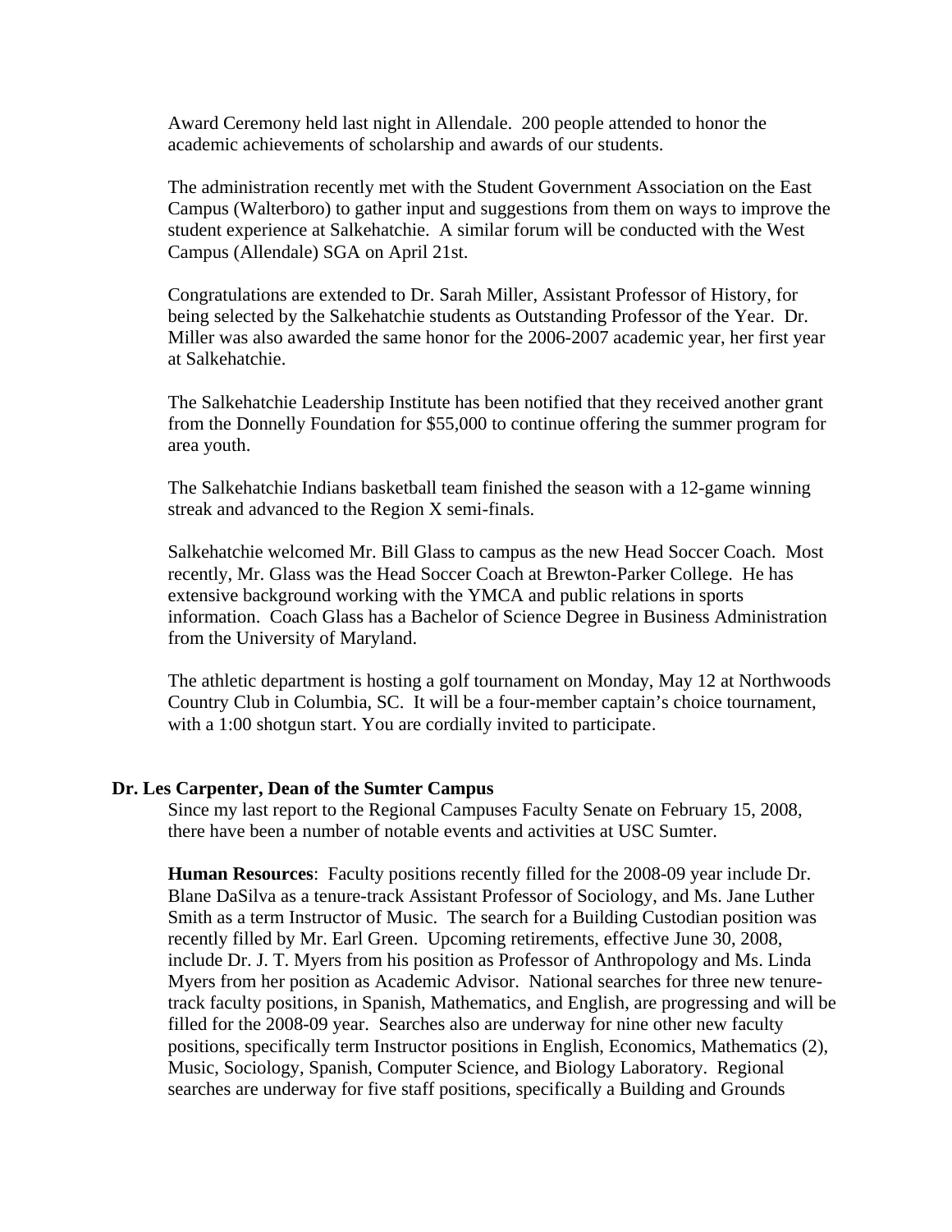Award Ceremony held last night in Allendale. 200 people attended to honor the academic achievements of scholarship and awards of our students.

The administration recently met with the Student Government Association on the East Campus (Walterboro) to gather input and suggestions from them on ways to improve the student experience at Salkehatchie. A similar forum will be conducted with the West Campus (Allendale) SGA on April 21st.

Congratulations are extended to Dr. Sarah Miller, Assistant Professor of History, for being selected by the Salkehatchie students as Outstanding Professor of the Year. Dr. Miller was also awarded the same honor for the 2006-2007 academic year, her first year at Salkehatchie.

The Salkehatchie Leadership Institute has been notified that they received another grant from the Donnelly Foundation for $55,000 to continue offering the summer program for area youth.

The Salkehatchie Indians basketball team finished the season with a 12-game winning streak and advanced to the Region X semi-finals.

Salkehatchie welcomed Mr. Bill Glass to campus as the new Head Soccer Coach. Most recently, Mr. Glass was the Head Soccer Coach at Brewton-Parker College. He has extensive background working with the YMCA and public relations in sports information. Coach Glass has a Bachelor of Science Degree in Business Administration from the University of Maryland.

The athletic department is hosting a golf tournament on Monday, May 12 at Northwoods Country Club in Columbia, SC. It will be a four-member captain's choice tournament, with a 1:00 shotgun start. You are cordially invited to participate.

**Dr. Les Carpenter, Dean of the Sumter Campus**

Since my last report to the Regional Campuses Faculty Senate on February 15, 2008, there have been a number of notable events and activities at USC Sumter.

**Human Resources**: Faculty positions recently filled for the 2008-09 year include Dr. Blane DaSilva as a tenure-track Assistant Professor of Sociology, and Ms. Jane Luther Smith as a term Instructor of Music. The search for a Building Custodian position was recently filled by Mr. Earl Green. Upcoming retirements, effective June 30, 2008, include Dr. J. T. Myers from his position as Professor of Anthropology and Ms. Linda Myers from her position as Academic Advisor. National searches for three new tenure-track faculty positions, in Spanish, Mathematics, and English, are progressing and will be filled for the 2008-09 year. Searches also are underway for nine other new faculty positions, specifically term Instructor positions in English, Economics, Mathematics (2), Music, Sociology, Spanish, Computer Science, and Biology Laboratory. Regional searches are underway for five staff positions, specifically a Building and Grounds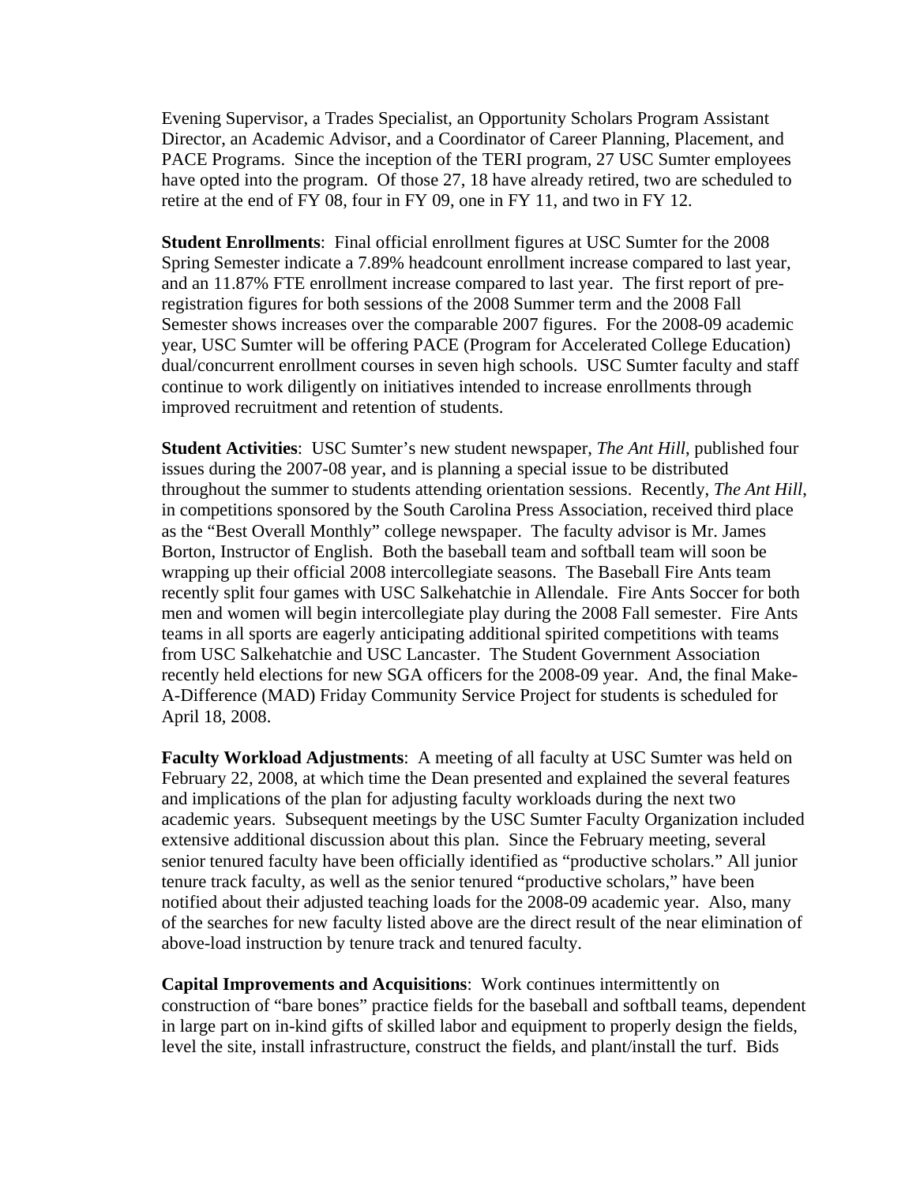Evening Supervisor, a Trades Specialist, an Opportunity Scholars Program Assistant Director, an Academic Advisor, and a Coordinator of Career Planning, Placement, and PACE Programs. Since the inception of the TERI program, 27 USC Sumter employees have opted into the program. Of those 27, 18 have already retired, two are scheduled to retire at the end of FY 08, four in FY 09, one in FY 11, and two in FY 12.

**Student Enrollments**: Final official enrollment figures at USC Sumter for the 2008 Spring Semester indicate a 7.89% headcount enrollment increase compared to last year, and an 11.87% FTE enrollment increase compared to last year. The first report of pre-registration figures for both sessions of the 2008 Summer term and the 2008 Fall Semester shows increases over the comparable 2007 figures. For the 2008-09 academic year, USC Sumter will be offering PACE (Program for Accelerated College Education) dual/concurrent enrollment courses in seven high schools. USC Sumter faculty and staff continue to work diligently on initiatives intended to increase enrollments through improved recruitment and retention of students.

**Student Activities**: USC Sumter's new student newspaper, *The Ant Hill*, published four issues during the 2007-08 year, and is planning a special issue to be distributed throughout the summer to students attending orientation sessions. Recently, *The Ant Hill*, in competitions sponsored by the South Carolina Press Association, received third place as the "Best Overall Monthly" college newspaper. The faculty advisor is Mr. James Borton, Instructor of English. Both the baseball team and softball team will soon be wrapping up their official 2008 intercollegiate seasons. The Baseball Fire Ants team recently split four games with USC Salkehatchie in Allendale. Fire Ants Soccer for both men and women will begin intercollegiate play during the 2008 Fall semester. Fire Ants teams in all sports are eagerly anticipating additional spirited competitions with teams from USC Salkehatchie and USC Lancaster. The Student Government Association recently held elections for new SGA officers for the 2008-09 year. And, the final Make-A-Difference (MAD) Friday Community Service Project for students is scheduled for April 18, 2008.

**Faculty Workload Adjustments**: A meeting of all faculty at USC Sumter was held on February 22, 2008, at which time the Dean presented and explained the several features and implications of the plan for adjusting faculty workloads during the next two academic years. Subsequent meetings by the USC Sumter Faculty Organization included extensive additional discussion about this plan. Since the February meeting, several senior tenured faculty have been officially identified as "productive scholars." All junior tenure track faculty, as well as the senior tenured "productive scholars," have been notified about their adjusted teaching loads for the 2008-09 academic year. Also, many of the searches for new faculty listed above are the direct result of the near elimination of above-load instruction by tenure track and tenured faculty.

**Capital Improvements and Acquisitions**: Work continues intermittently on construction of "bare bones" practice fields for the baseball and softball teams, dependent in large part on in-kind gifts of skilled labor and equipment to properly design the fields, level the site, install infrastructure, construct the fields, and plant/install the turf. Bids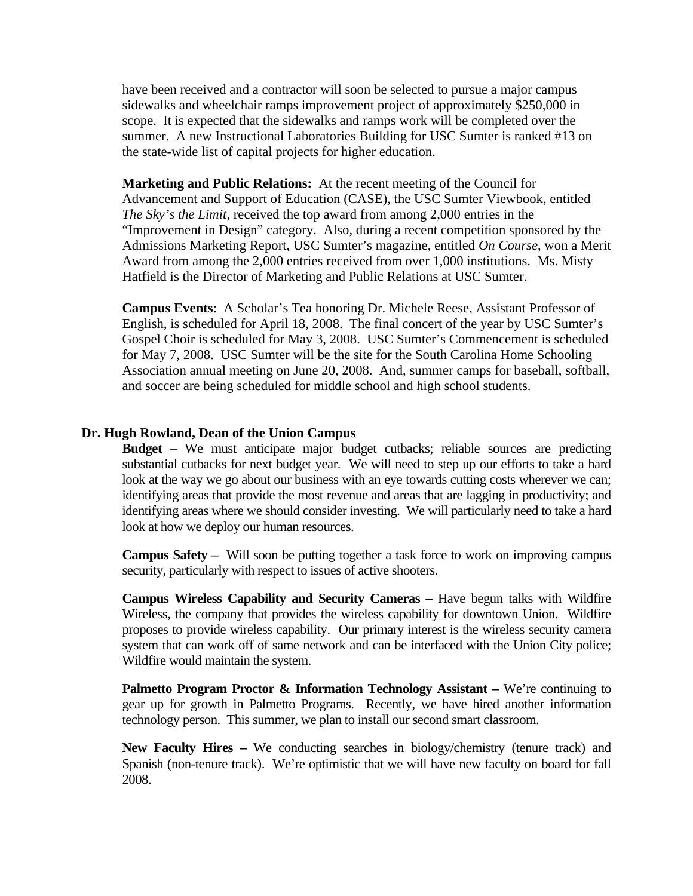have been received and a contractor will soon be selected to pursue a major campus sidewalks and wheelchair ramps improvement project of approximately $250,000 in scope. It is expected that the sidewalks and ramps work will be completed over the summer. A new Instructional Laboratories Building for USC Sumter is ranked #13 on the state-wide list of capital projects for higher education.

**Marketing and Public Relations:** At the recent meeting of the Council for Advancement and Support of Education (CASE), the USC Sumter Viewbook, entitled *The Sky's the Limit*, received the top award from among 2,000 entries in the "Improvement in Design" category. Also, during a recent competition sponsored by the Admissions Marketing Report, USC Sumter's magazine, entitled *On Course*, won a Merit Award from among the 2,000 entries received from over 1,000 institutions. Ms. Misty Hatfield is the Director of Marketing and Public Relations at USC Sumter.

**Campus Events**: A Scholar's Tea honoring Dr. Michele Reese, Assistant Professor of English, is scheduled for April 18, 2008. The final concert of the year by USC Sumter's Gospel Choir is scheduled for May 3, 2008. USC Sumter's Commencement is scheduled for May 7, 2008. USC Sumter will be the site for the South Carolina Home Schooling Association annual meeting on June 20, 2008. And, summer camps for baseball, softball, and soccer are being scheduled for middle school and high school students.

**Dr. Hugh Rowland, Dean of the Union Campus**

**Budget** – We must anticipate major budget cutbacks; reliable sources are predicting substantial cutbacks for next budget year. We will need to step up our efforts to take a hard look at the way we go about our business with an eye towards cutting costs wherever we can; identifying areas that provide the most revenue and areas that are lagging in productivity; and identifying areas where we should consider investing. We will particularly need to take a hard look at how we deploy our human resources.

**Campus Safety –** Will soon be putting together a task force to work on improving campus security, particularly with respect to issues of active shooters.

**Campus Wireless Capability and Security Cameras –** Have begun talks with Wildfire Wireless, the company that provides the wireless capability for downtown Union. Wildfire proposes to provide wireless capability. Our primary interest is the wireless security camera system that can work off of same network and can be interfaced with the Union City police; Wildfire would maintain the system.

**Palmetto Program Proctor & Information Technology Assistant –** We're continuing to gear up for growth in Palmetto Programs. Recently, we have hired another information technology person. This summer, we plan to install our second smart classroom.

**New Faculty Hires –** We conducting searches in biology/chemistry (tenure track) and Spanish (non-tenure track). We're optimistic that we will have new faculty on board for fall 2008.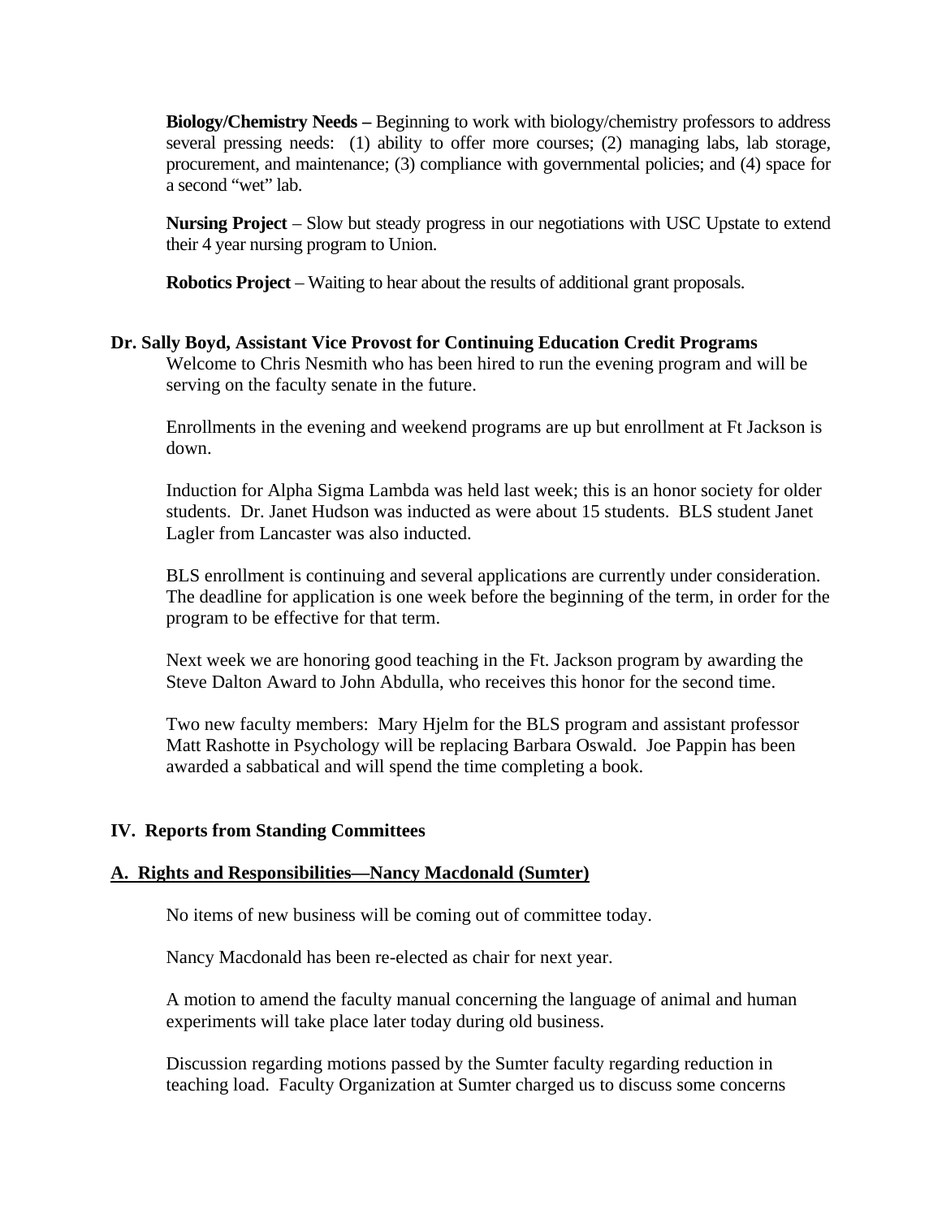**Biology/Chemistry Needs –** Beginning to work with biology/chemistry professors to address several pressing needs: (1) ability to offer more courses; (2) managing labs, lab storage, procurement, and maintenance; (3) compliance with governmental policies; and (4) space for a second "wet" lab.

**Nursing Project** – Slow but steady progress in our negotiations with USC Upstate to extend their 4 year nursing program to Union.

**Robotics Project** – Waiting to hear about the results of additional grant proposals.

**Dr. Sally Boyd, Assistant Vice Provost for Continuing Education Credit Programs**

Welcome to Chris Nesmith who has been hired to run the evening program and will be serving on the faculty senate in the future.

Enrollments in the evening and weekend programs are up but enrollment at Ft Jackson is down.

Induction for Alpha Sigma Lambda was held last week; this is an honor society for older students. Dr. Janet Hudson was inducted as were about 15 students. BLS student Janet Lagler from Lancaster was also inducted.

BLS enrollment is continuing and several applications are currently under consideration. The deadline for application is one week before the beginning of the term, in order for the program to be effective for that term.

Next week we are honoring good teaching in the Ft. Jackson program by awarding the Steve Dalton Award to John Abdulla, who receives this honor for the second time.

Two new faculty members: Mary Hjelm for the BLS program and assistant professor Matt Rashotte in Psychology will be replacing Barbara Oswald. Joe Pappin has been awarded a sabbatical and will spend the time completing a book.

**IV. Reports from Standing Committees**

**A. Rights and Responsibilities—Nancy Macdonald (Sumter)**

No items of new business will be coming out of committee today.

Nancy Macdonald has been re-elected as chair for next year.

A motion to amend the faculty manual concerning the language of animal and human experiments will take place later today during old business.

Discussion regarding motions passed by the Sumter faculty regarding reduction in teaching load. Faculty Organization at Sumter charged us to discuss some concerns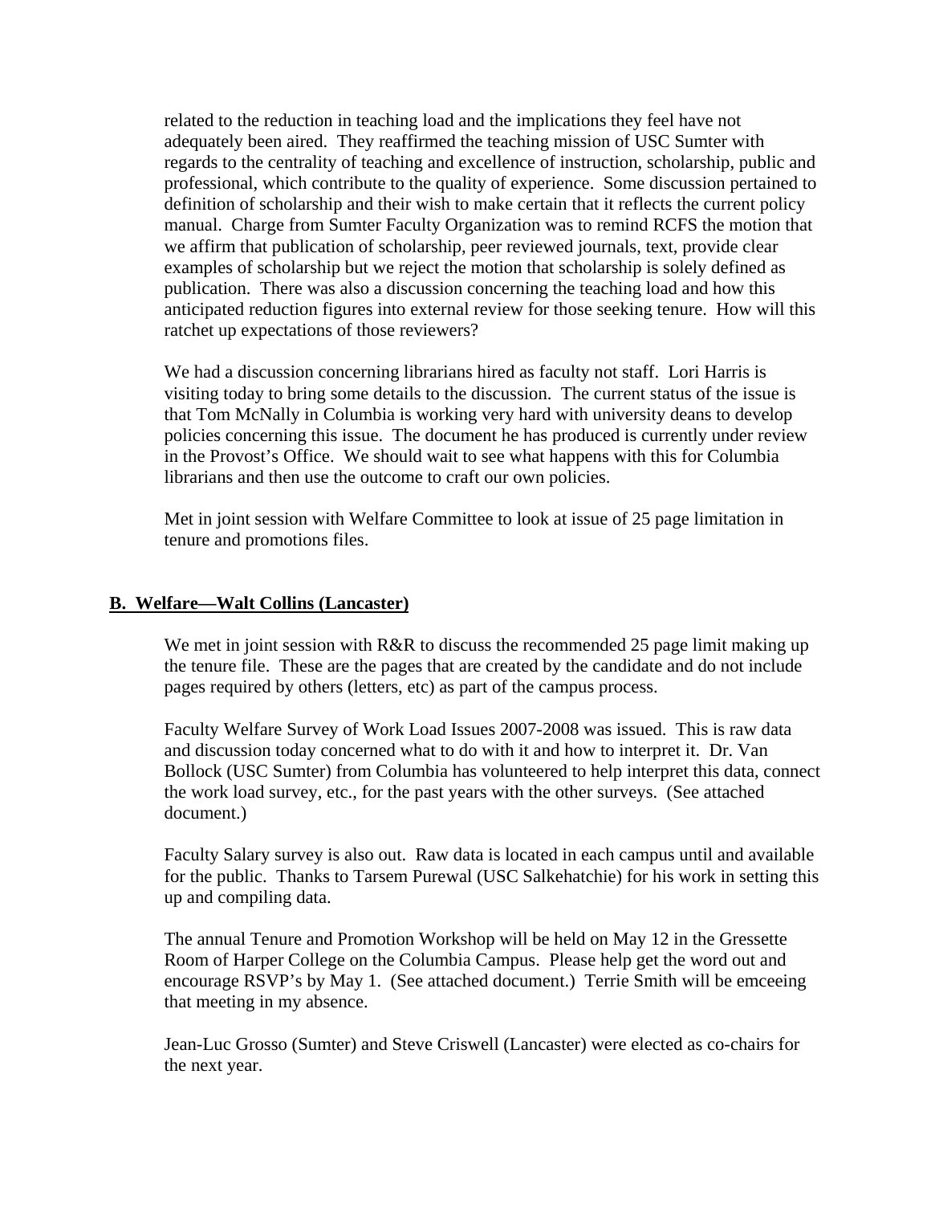related to the reduction in teaching load and the implications they feel have not adequately been aired. They reaffirmed the teaching mission of USC Sumter with regards to the centrality of teaching and excellence of instruction, scholarship, public and professional, which contribute to the quality of experience. Some discussion pertained to definition of scholarship and their wish to make certain that it reflects the current policy manual. Charge from Sumter Faculty Organization was to remind RCFS the motion that we affirm that publication of scholarship, peer reviewed journals, text, provide clear examples of scholarship but we reject the motion that scholarship is solely defined as publication. There was also a discussion concerning the teaching load and how this anticipated reduction figures into external review for those seeking tenure. How will this ratchet up expectations of those reviewers?

We had a discussion concerning librarians hired as faculty not staff. Lori Harris is visiting today to bring some details to the discussion. The current status of the issue is that Tom McNally in Columbia is working very hard with university deans to develop policies concerning this issue. The document he has produced is currently under review in the Provost's Office. We should wait to see what happens with this for Columbia librarians and then use the outcome to craft our own policies.

Met in joint session with Welfare Committee to look at issue of 25 page limitation in tenure and promotions files.

**B. Welfare—Walt Collins (Lancaster)**

We met in joint session with R&R to discuss the recommended 25 page limit making up the tenure file. These are the pages that are created by the candidate and do not include pages required by others (letters, etc) as part of the campus process.

Faculty Welfare Survey of Work Load Issues 2007-2008 was issued. This is raw data and discussion today concerned what to do with it and how to interpret it. Dr. Van Bollock (USC Sumter) from Columbia has volunteered to help interpret this data, connect the work load survey, etc., for the past years with the other surveys. (See attached document.)

Faculty Salary survey is also out. Raw data is located in each campus until and available for the public. Thanks to Tarsem Purewal (USC Salkehatchie) for his work in setting this up and compiling data.

The annual Tenure and Promotion Workshop will be held on May 12 in the Gressette Room of Harper College on the Columbia Campus. Please help get the word out and encourage RSVP's by May 1. (See attached document.) Terrie Smith will be emceeing that meeting in my absence.

Jean-Luc Grosso (Sumter) and Steve Criswell (Lancaster) were elected as co-chairs for the next year.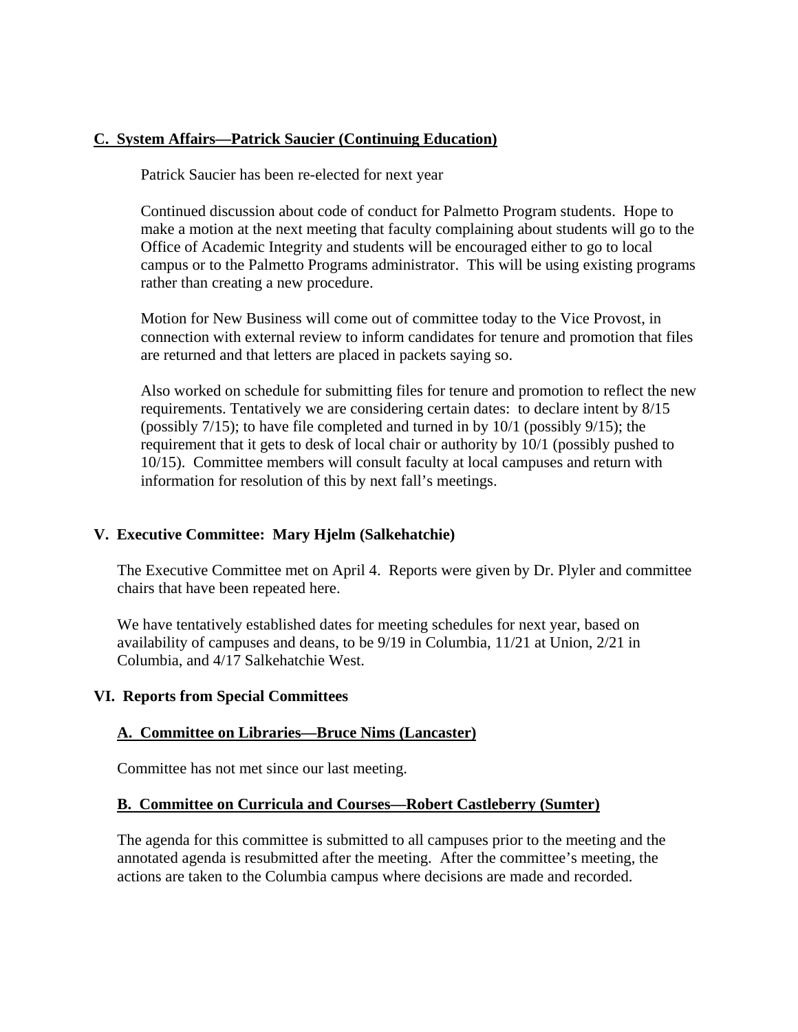### C. System Affairs—Patrick Saucier (Continuing Education)

Patrick Saucier has been re-elected for next year

Continued discussion about code of conduct for Palmetto Program students. Hope to make a motion at the next meeting that faculty complaining about students will go to the Office of Academic Integrity and students will be encouraged either to go to local campus or to the Palmetto Programs administrator. This will be using existing programs rather than creating a new procedure.

Motion for New Business will come out of committee today to the Vice Provost, in connection with external review to inform candidates for tenure and promotion that files are returned and that letters are placed in packets saying so.

Also worked on schedule for submitting files for tenure and promotion to reflect the new requirements. Tentatively we are considering certain dates: to declare intent by 8/15 (possibly 7/15); to have file completed and turned in by 10/1 (possibly 9/15); the requirement that it gets to desk of local chair or authority by 10/1 (possibly pushed to 10/15). Committee members will consult faculty at local campuses and return with information for resolution of this by next fall's meetings.

## V. Executive Committee: Mary Hjelm (Salkehatchie)

The Executive Committee met on April 4. Reports were given by Dr. Plyler and committee chairs that have been repeated here.

We have tentatively established dates for meeting schedules for next year, based on availability of campuses and deans, to be 9/19 in Columbia, 11/21 at Union, 2/21 in Columbia, and 4/17 Salkehatchie West.

## VI. Reports from Special Committees

### A. Committee on Libraries—Bruce Nims (Lancaster)

Committee has not met since our last meeting.

### B. Committee on Curricula and Courses—Robert Castleberry (Sumter)

The agenda for this committee is submitted to all campuses prior to the meeting and the annotated agenda is resubmitted after the meeting. After the committee's meeting, the actions are taken to the Columbia campus where decisions are made and recorded.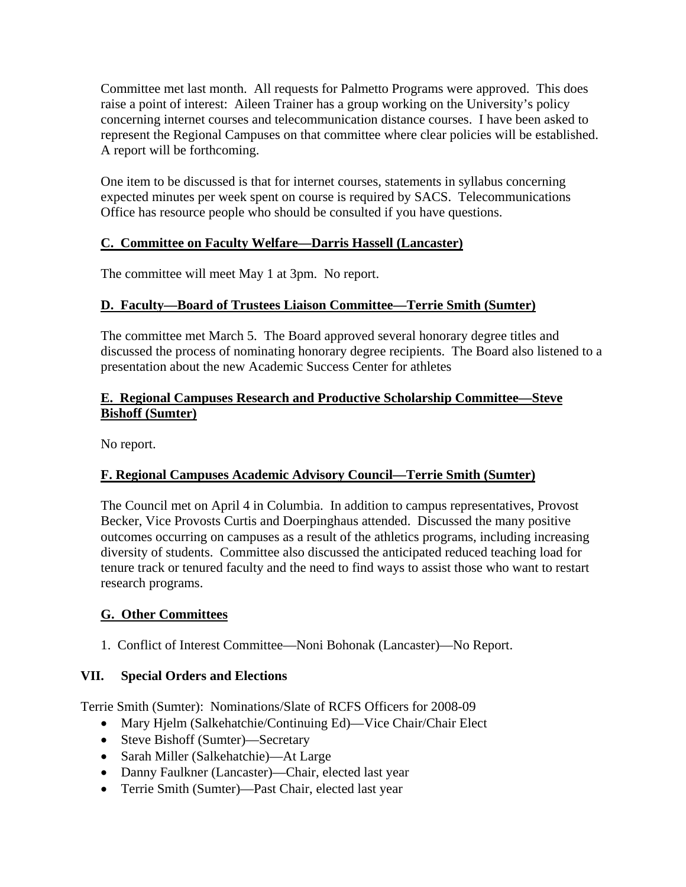Committee met last month. All requests for Palmetto Programs were approved. This does raise a point of interest: Aileen Trainer has a group working on the University's policy concerning internet courses and telecommunication distance courses. I have been asked to represent the Regional Campuses on that committee where clear policies will be established. A report will be forthcoming.

One item to be discussed is that for internet courses, statements in syllabus concerning expected minutes per week spent on course is required by SACS. Telecommunications Office has resource people who should be consulted if you have questions.

**C. Committee on Faculty Welfare—Darris Hassell (Lancaster)**

The committee will meet May 1 at 3pm. No report.

**D. Faculty—Board of Trustees Liaison Committee—Terrie Smith (Sumter)**

The committee met March 5. The Board approved several honorary degree titles and discussed the process of nominating honorary degree recipients. The Board also listened to a presentation about the new Academic Success Center for athletes

**E. Regional Campuses Research and Productive Scholarship Committee—Steve Bishoff (Sumter)**

No report.

**F. Regional Campuses Academic Advisory Council—Terrie Smith (Sumter)**

The Council met on April 4 in Columbia. In addition to campus representatives, Provost Becker, Vice Provosts Curtis and Doerpinghaus attended. Discussed the many positive outcomes occurring on campuses as a result of the athletics programs, including increasing diversity of students. Committee also discussed the anticipated reduced teaching load for tenure track or tenured faculty and the need to find ways to assist those who want to restart research programs.

**G. Other Committees**

1. Conflict of Interest Committee—Noni Bohonak (Lancaster)—No Report.

## VII. Special Orders and Elections

Terrie Smith (Sumter): Nominations/Slate of RCFS Officers for 2008-09

- Mary Hjelm (Salkehatchie/Continuing Ed)—Vice Chair/Chair Elect
- Steve Bishoff (Sumter)—Secretary
- Sarah Miller (Salkehatchie)—At Large
- Danny Faulkner (Lancaster)—Chair, elected last year
- Terrie Smith (Sumter)—Past Chair, elected last year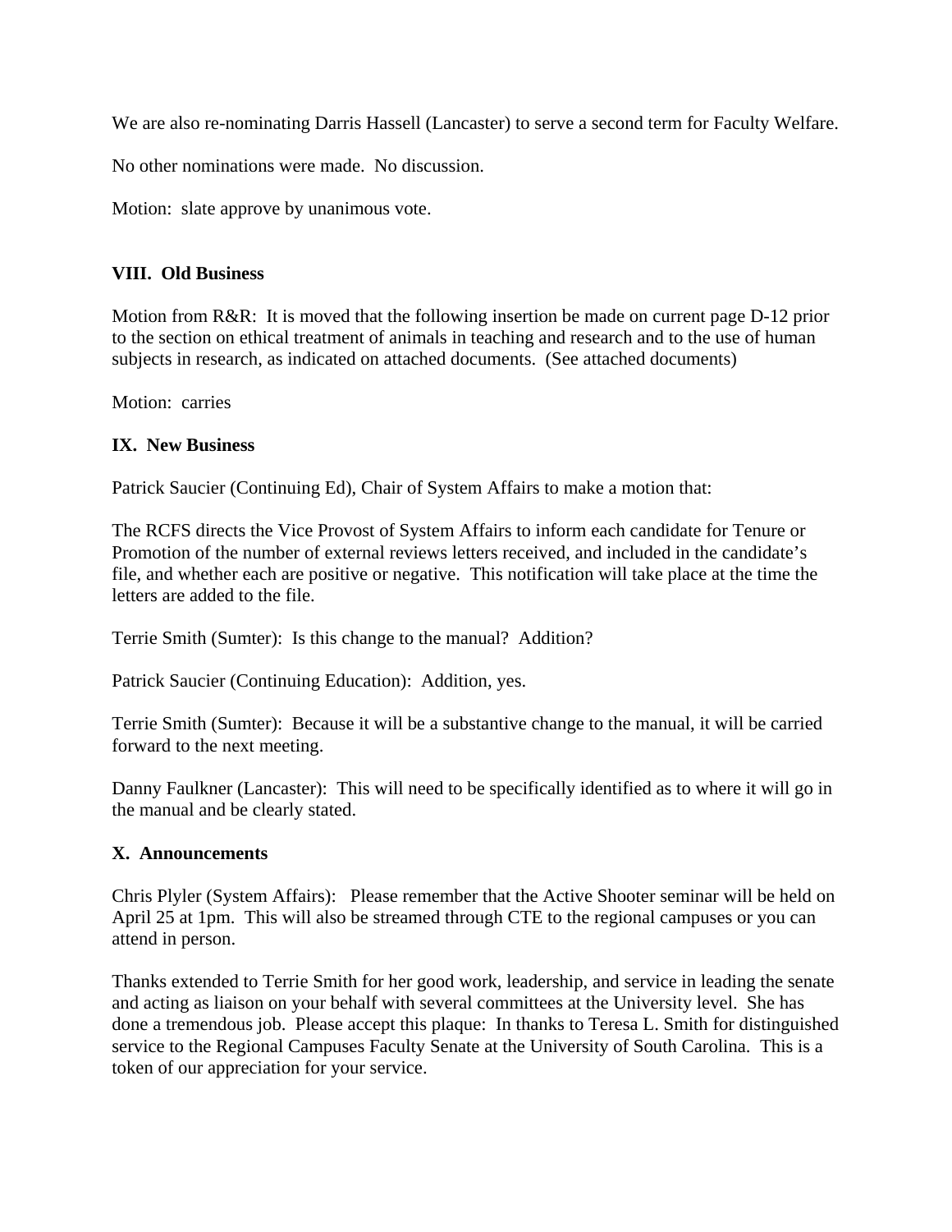We are also re-nominating Darris Hassell (Lancaster) to serve a second term for Faculty Welfare.

No other nominations were made. No discussion.

Motion: slate approve by unanimous vote.

## VIII. Old Business

Motion from R&R: It is moved that the following insertion be made on current page D-12 prior to the section on ethical treatment of animals in teaching and research and to the use of human subjects in research, as indicated on attached documents. (See attached documents)

Motion: carries

## IX. New Business

Patrick Saucier (Continuing Ed), Chair of System Affairs to make a motion that:

The RCFS directs the Vice Provost of System Affairs to inform each candidate for Tenure or Promotion of the number of external reviews letters received, and included in the candidate's file, and whether each are positive or negative. This notification will take place at the time the letters are added to the file.

Terrie Smith (Sumter): Is this change to the manual? Addition?

Patrick Saucier (Continuing Education): Addition, yes.

Terrie Smith (Sumter): Because it will be a substantive change to the manual, it will be carried forward to the next meeting.

Danny Faulkner (Lancaster): This will need to be specifically identified as to where it will go in the manual and be clearly stated.

## X. Announcements

Chris Plyler (System Affairs): Please remember that the Active Shooter seminar will be held on April 25 at 1pm. This will also be streamed through CTE to the regional campuses or you can attend in person.

Thanks extended to Terrie Smith for her good work, leadership, and service in leading the senate and acting as liaison on your behalf with several committees at the University level. She has done a tremendous job. Please accept this plaque: In thanks to Teresa L. Smith for distinguished service to the Regional Campuses Faculty Senate at the University of South Carolina. This is a token of our appreciation for your service.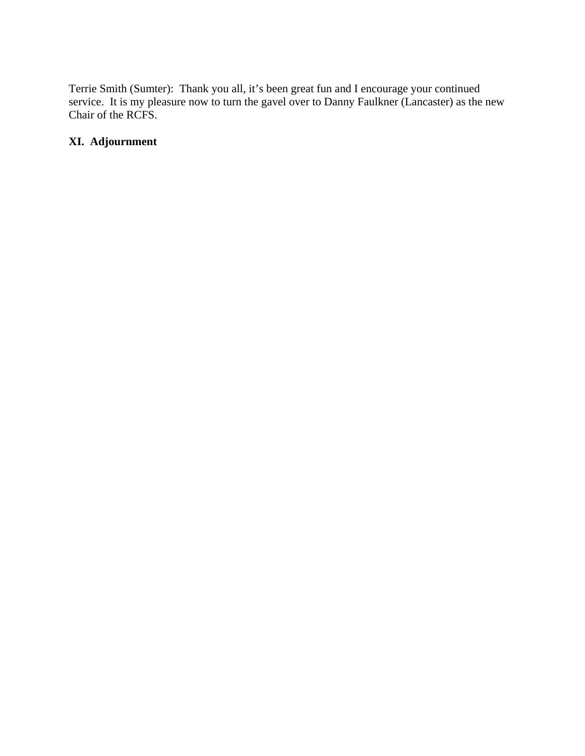Terrie Smith (Sumter): Thank you all, it's been great fun and I encourage your continued service. It is my pleasure now to turn the gavel over to Danny Faulkner (Lancaster) as the new Chair of the RCFS.

## XI. Adjournment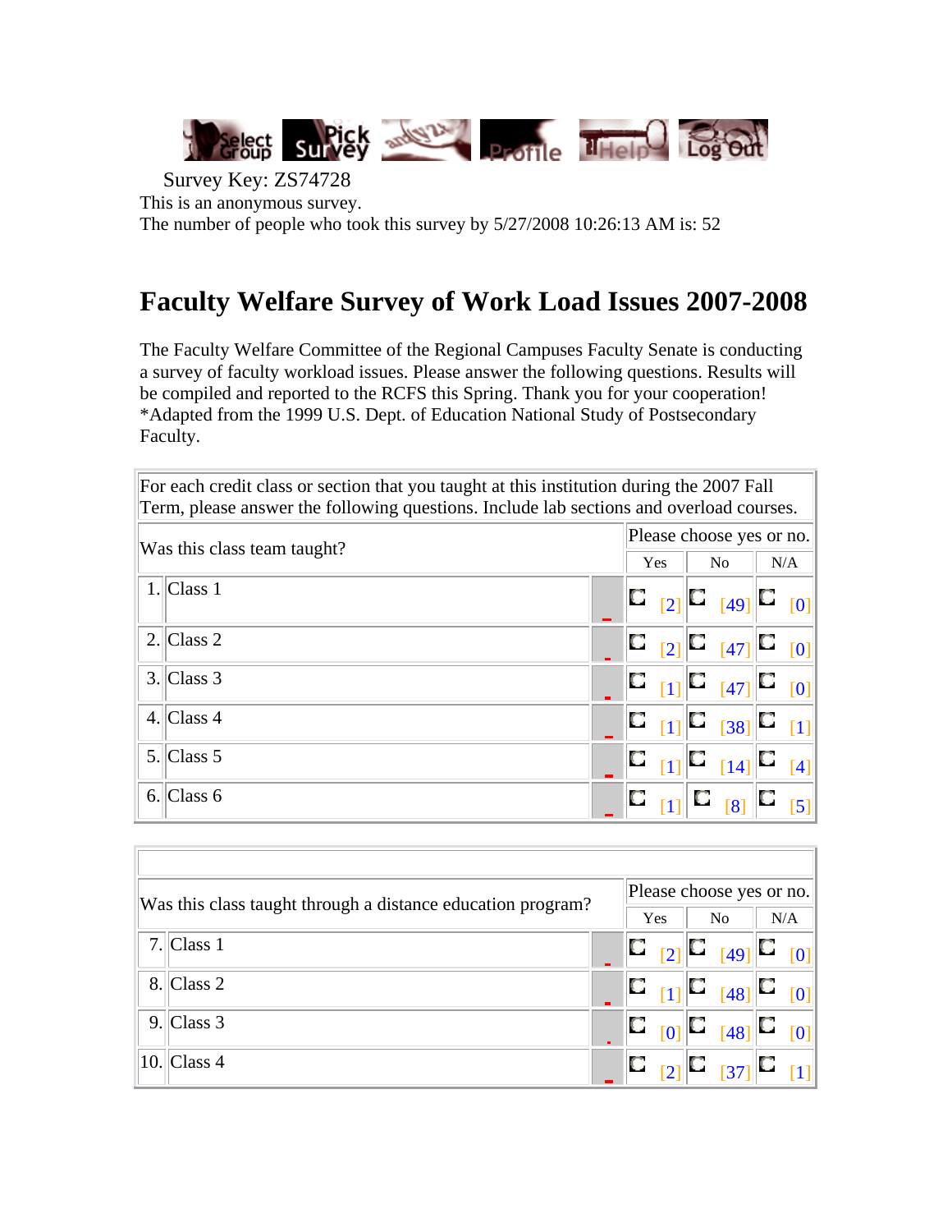Survey Key: ZS74728

This is an anonymous survey.

The number of people who took this survey by 5/27/2008 10:26:13 AM is: 52

# Faculty Welfare Survey of Work Load Issues 2007-2008

The Faculty Welfare Committee of the Regional Campuses Faculty Senate is conducting a survey of faculty workload issues. Please answer the following questions. Results will be compiled and reported to the RCFS this Spring. Thank you for your cooperation! *Adapted from the 1999 U.S. Dept. of Education National Study of Postsecondary Faculty.

For each credit class or section that you taught at this institution during the 2007 Fall Term, please answer the following questions. Include lab sections and overload courses.

| Was this class team taught? | | Please choose yes or no. | | |
|---|---|---|---|---|
| | | Yes | No | N/A |
| 1. | Class 1 | [2] | [49] | [0] |
| 2. | Class 2 | [2] | [47] | [0] |
| 3. | Class 3 | [1] | [47] | [0] |
| 4. | Class 4 | [1] | [38] | [1] |
| 5. | Class 5 | [1] | [14] | [4] |
| 6. | Class 6 | [1] | [8] | [5] |

| Was this class taught through a distance education program? | | Please choose yes or no. | | |
|---|---|---|---|---|
| | | Yes | No | N/A |
| 7. | Class 1 | [2] | [49] | [0] |
| 8. | Class 2 | [1] | [48] | [0] |
| 9. | Class 3 | [0] | [48] | [0] |
| 10. | Class 4 | [2] | [37] | [1] |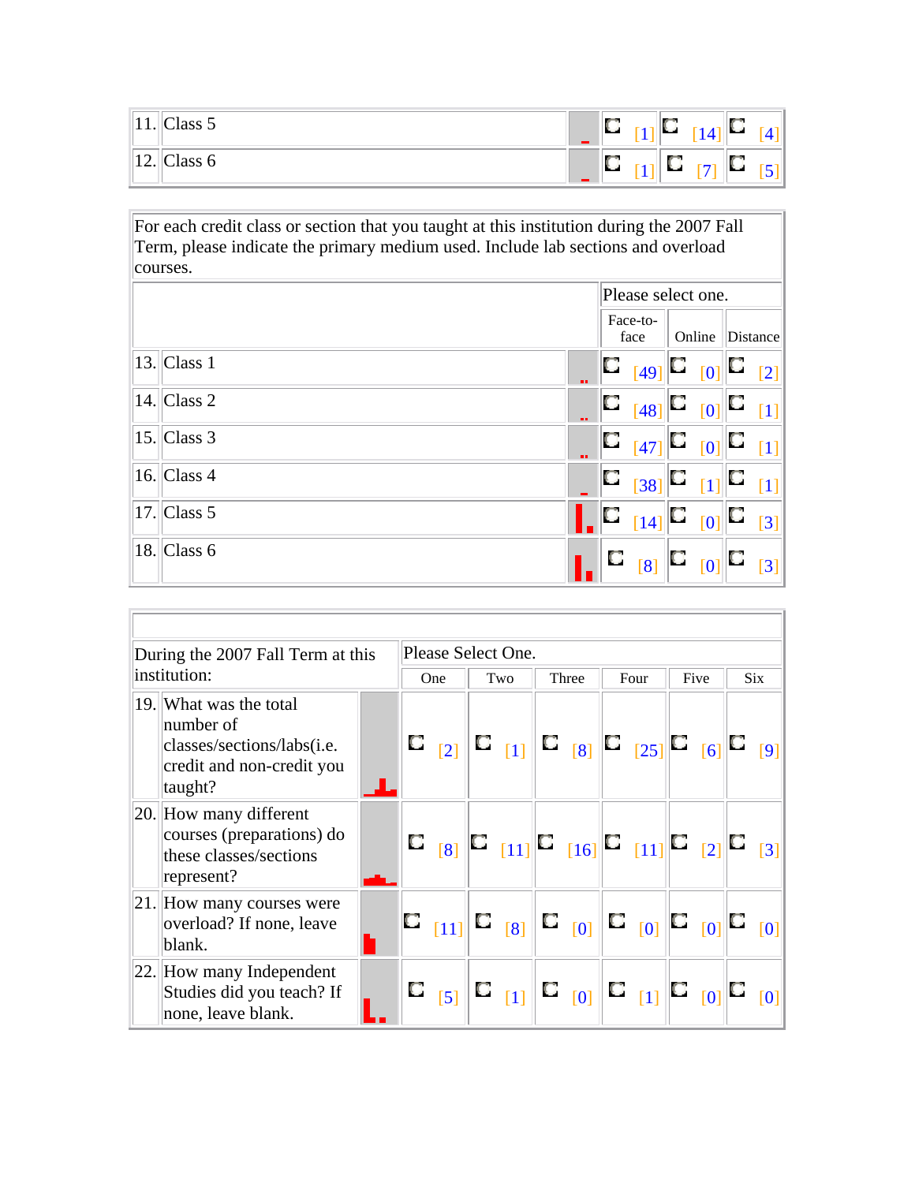| | | | | |
|---|---|---|---|---|
| 11. | Class 5 | [1] | [14] | [4] |
| 12. | Class 6 | [1] | [7] | [5] |

For each credit class or section that you taught at this institution during the 2007 Fall Term, please indicate the primary medium used. Include lab sections and overload courses.

| | | Please select one. | | |
|---|---|---|---|---|
| | | Face-to-face | Online | Distance |
| 13. | Class 1 | [49] | [0] | [2] |
| 14. | Class 2 | [48] | [0] | [1] |
| 15. | Class 3 | [47] | [0] | [1] |
| 16. | Class 4 | [38] | [1] | [1] |
| 17. | Class 5 | [14] | [0] | [3] |
| 18. | Class 6 | [8] | [0] | [3] |

| During the 2007 Fall Term at this institution: | | Please Select One. | | | | | |
|---|---|---|---|---|---|---|---|
| | | One | Two | Three | Four | Five | Six |
| 19. | What was the total number of classes/sections/labs(i.e. credit and non-credit you taught? | [2] | [1] | [8] | [25] | [6] | [9] |
| 20. | How many different courses (preparations) do these classes/sections represent? | [8] | [11] | [16] | [11] | [2] | [3] |
| 21. | How many courses were overload? If none, leave blank. | [11] | [8] | [0] | [0] | [0] | [0] |
| 22. | How many Independent Studies did you teach? If none, leave blank. | [5] | [1] | [0] | [1] | [0] | [0] |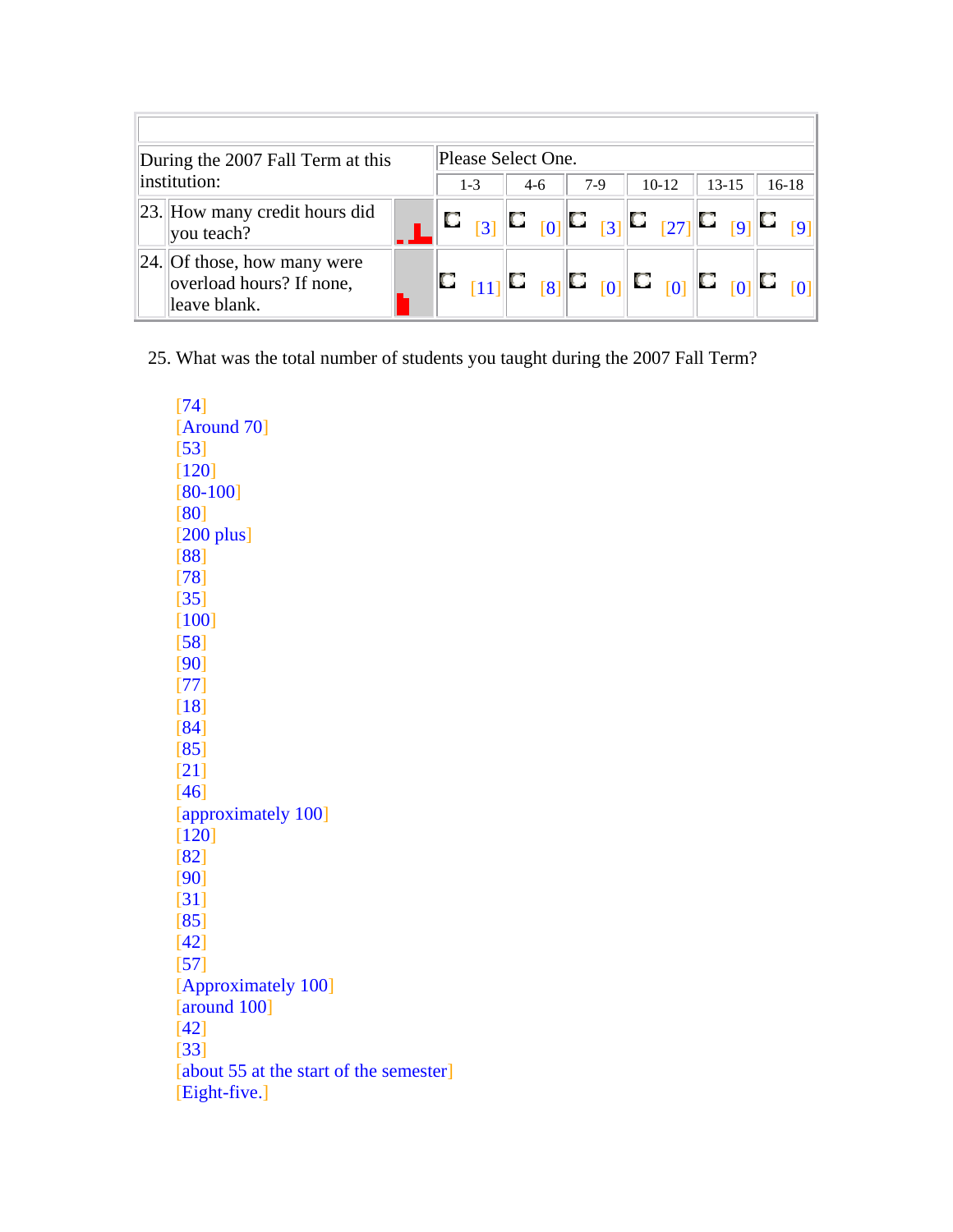| During the 2007 Fall Term at this institution: | | | Please Select One. | | | | | |
|---|---|---|---|---|---|---|---|---|
| | | | 1-3 | 4-6 | 7-9 | 10-12 | 13-15 | 16-18 |
| 23. | How many credit hours did you teach? | | [3] | [0] | [3] | [27] | [9] | [9] |
| 24. | Of those, how many were overload hours? If none, leave blank. | | [11] | [8] | [0] | [0] | [0] | [0] |

25. What was the total number of students you taught during the 2007 Fall Term?

[74]
[Around 70]
[53]
[120]
[80-100]
[80]
[200 plus]
[88]
[78]
[35]
[100]
[58]
[90]
[77]
[18]
[84]
[85]
[21]
[46]
[approximately 100]
[120]
[82]
[90]
[31]
[85]
[42]
[57]
[Approximately 100]
[around 100]
[42]
[33]
[about 55 at the start of the semester]
[Eight-five.]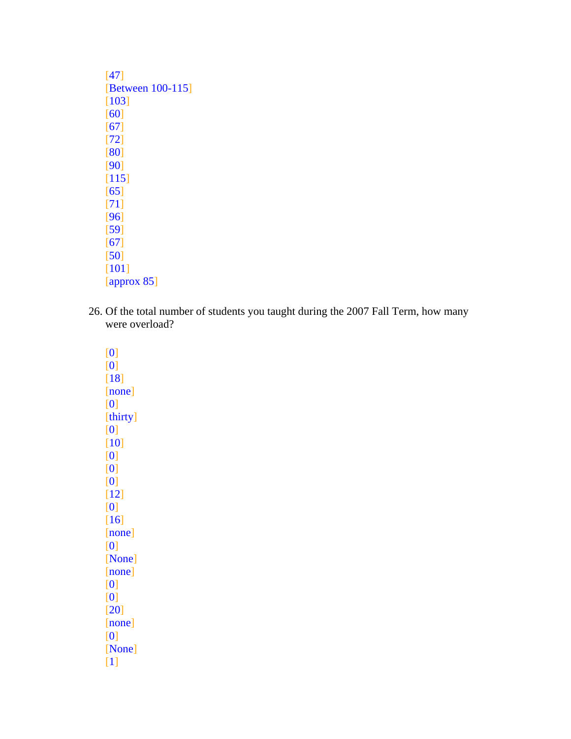[47]
[Between 100-115]
[103]
[60]
[67]
[72]
[80]
[90]
[115]
[65]
[71]
[96]
[59]
[67]
[50]
[101]
[approx 85]

26. Of the total number of students you taught during the 2007 Fall Term, how many were overload?

[0]
[0]
[18]
[none]
[0]
[thirty]
[0]
[10]
[0]
[0]
[0]
[12]
[0]
[16]
[none]
[0]
[None]
[none]
[0]
[0]
[20]
[none]
[0]
[None]
[1]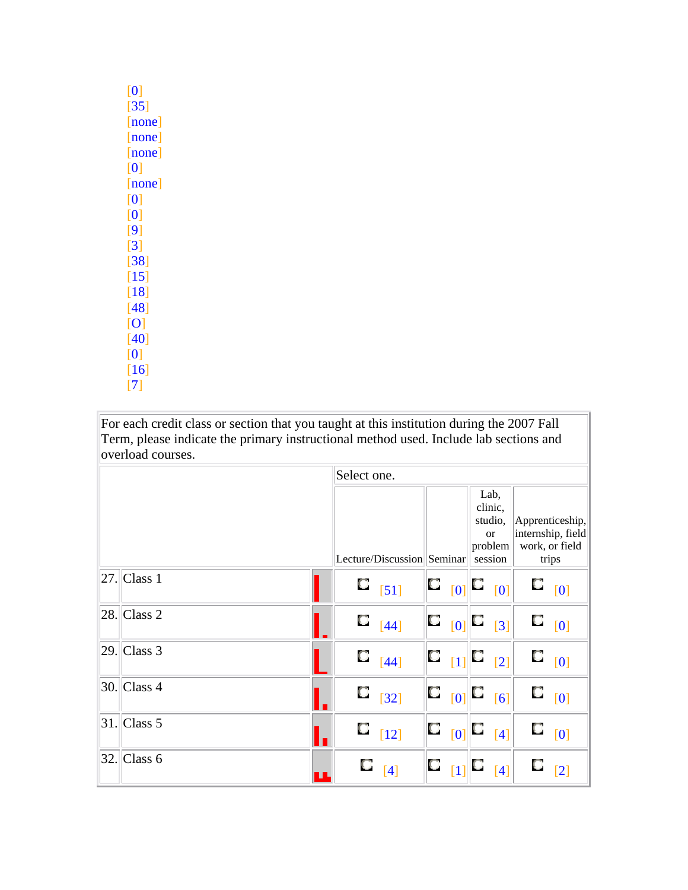[0]
[35]
[none]
[none]
[none]
[0]
[none]
[0]
[0]
[9]
[3]
[38]
[15]
[18]
[48]
[O]
[40]
[0]
[16]
[7]

| For each credit class or section that you taught at this institution during the 2007 Fall Term, please indicate the primary instructional method used. Include lab sections and overload courses. | | | | | | |
|---|---|---|---|---|---|---|
| | | | Select one. | | | |
| | | | Lecture/Discussion | Seminar | Lab, clinic, studio, or problem session | Apprenticeship, internship, field work, or field trips |
| 27. | Class 1 | | [51] | [0] | [0] | [0] |
| 28. | Class 2 | | [44] | [0] | [3] | [0] |
| 29. | Class 3 | | [44] | [1] | [2] | [0] |
| 30. | Class 4 | | [32] | [0] | [6] | [0] |
| 31. | Class 5 | | [12] | [0] | [4] | [0] |
| 32. | Class 6 | | [4] | [1] | [4] | [2] |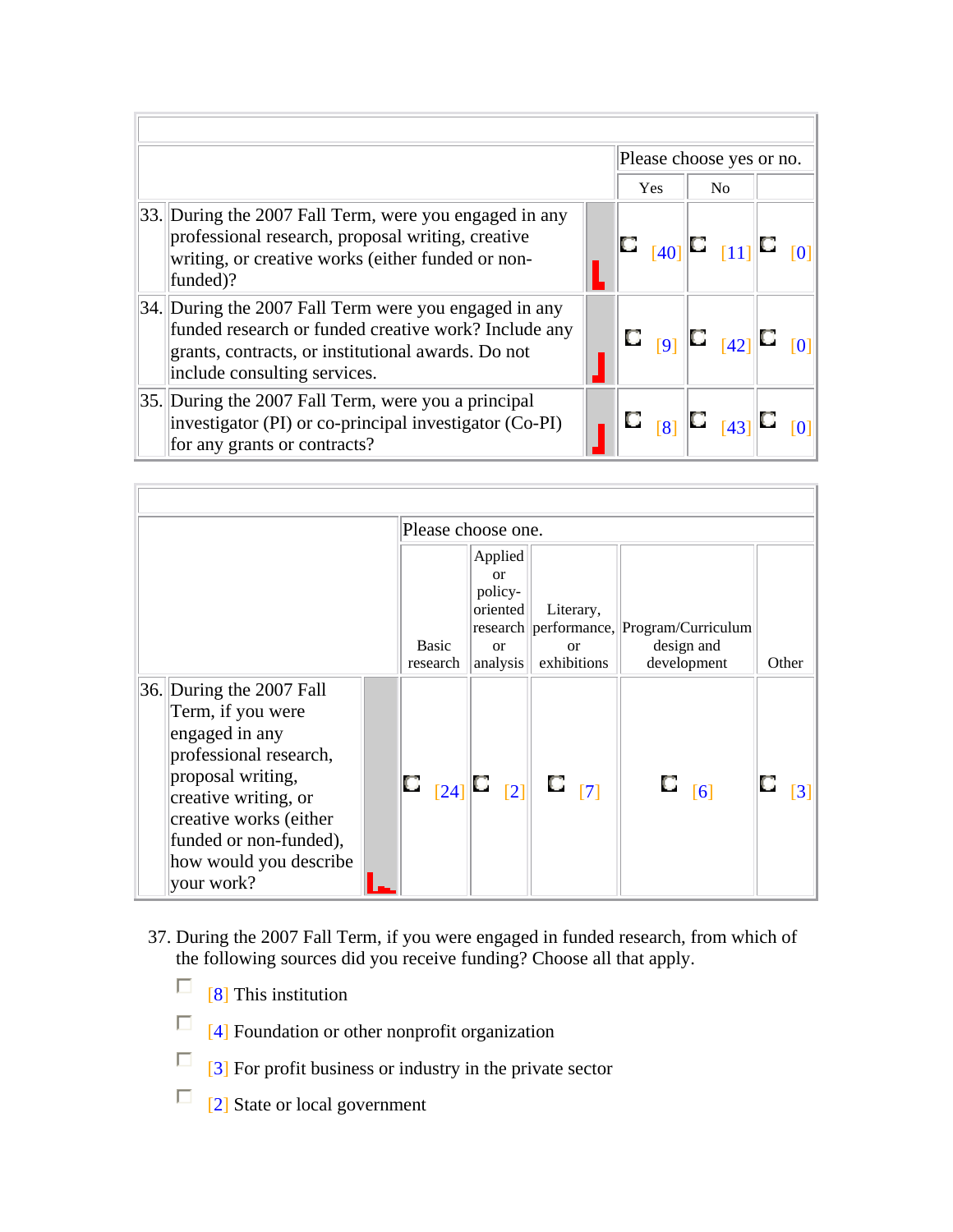| | Please choose yes or no. | | |
|---|---|---|---|
| | Yes | No | |
| 33. During the 2007 Fall Term, were you engaged in any professional research, proposal writing, creative writing, or creative works (either funded or non-funded)? | [40] | [11] | [0] |
| 34. During the 2007 Fall Term were you engaged in any funded research or funded creative work? Include any grants, contracts, or institutional awards. Do not include consulting services. | [9] | [42] | [0] |
| 35. During the 2007 Fall Term, were you a principal investigator (PI) or co-principal investigator (Co-PI) for any grants or contracts? | [8] | [43] | [0] |

| | Please choose one. | | | | |
|---|---|---|---|---|---|
| | Basic research | Applied or policy-oriented research or analysis | Literary, performance, or exhibitions | Program/Curriculum design and development | Other |
| 36. During the 2007 Fall Term, if you were engaged in any professional research, proposal writing, creative writing, or creative works (either funded or non-funded), how would you describe your work? | [24] | [2] | [7] | [6] | [3] |

37. During the 2007 Fall Term, if you were engaged in funded research, from which of the following sources did you receive funding? Choose all that apply.

- [8] This institution
- [4] Foundation or other nonprofit organization
- [3] For profit business or industry in the private sector
- [2] State or local government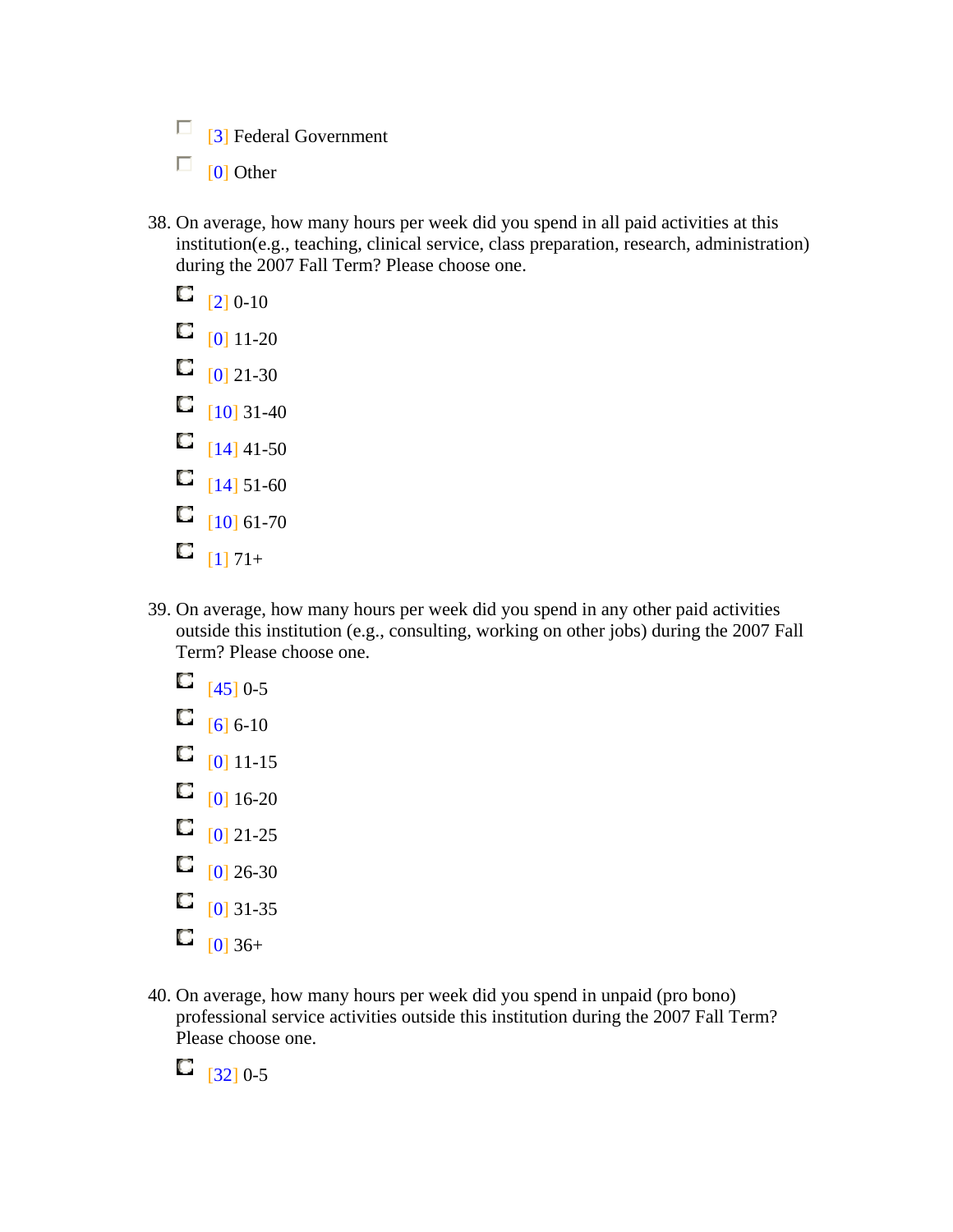- [3] Federal Government
- [0] Other

38. On average, how many hours per week did you spend in all paid activities at this institution(e.g., teaching, clinical service, class preparation, research, administration) during the 2007 Fall Term? Please choose one.

- [2] 0-10
- [0] 11-20
- [0] 21-30
- [10] 31-40
- [14] 41-50
- [14] 51-60
- [10] 61-70
- [1] 71+

39. On average, how many hours per week did you spend in any other paid activities outside this institution (e.g., consulting, working on other jobs) during the 2007 Fall Term? Please choose one.

- [45] 0-5
- [6] 6-10
- [0] 11-15
- [0] 16-20
- [0] 21-25
- [0] 26-30
- [0] 31-35
- [0] 36+

40. On average, how many hours per week did you spend in unpaid (pro bono) professional service activities outside this institution during the 2007 Fall Term? Please choose one.

- [32] 0-5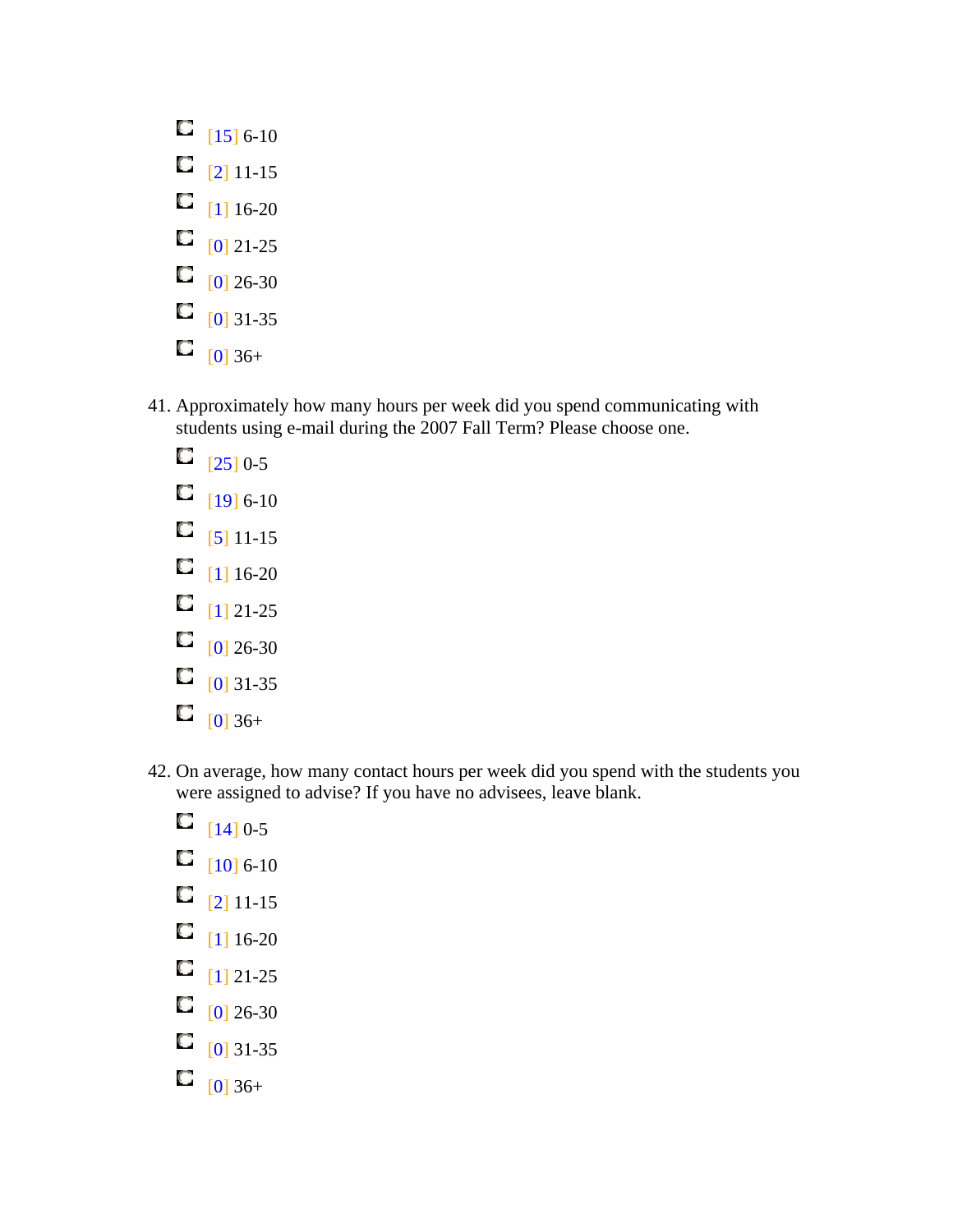- [15] 6-10
- [2] 11-15
- [1] 16-20
- [0] 21-25
- [0] 26-30
- [0] 31-35
- [0] 36+

41. Approximately how many hours per week did you spend communicating with students using e-mail during the 2007 Fall Term? Please choose one.

- [25] 0-5
- [19] 6-10
- [5] 11-15
- [1] 16-20
- [1] 21-25
- [0] 26-30
- [0] 31-35
- [0] 36+

42. On average, how many contact hours per week did you spend with the students you were assigned to advise? If you have no advisees, leave blank.

- [14] 0-5
- [10] 6-10
- [2] 11-15
- [1] 16-20
- [1] 21-25
- [0] 26-30
- [0] 31-35
- [0] 36+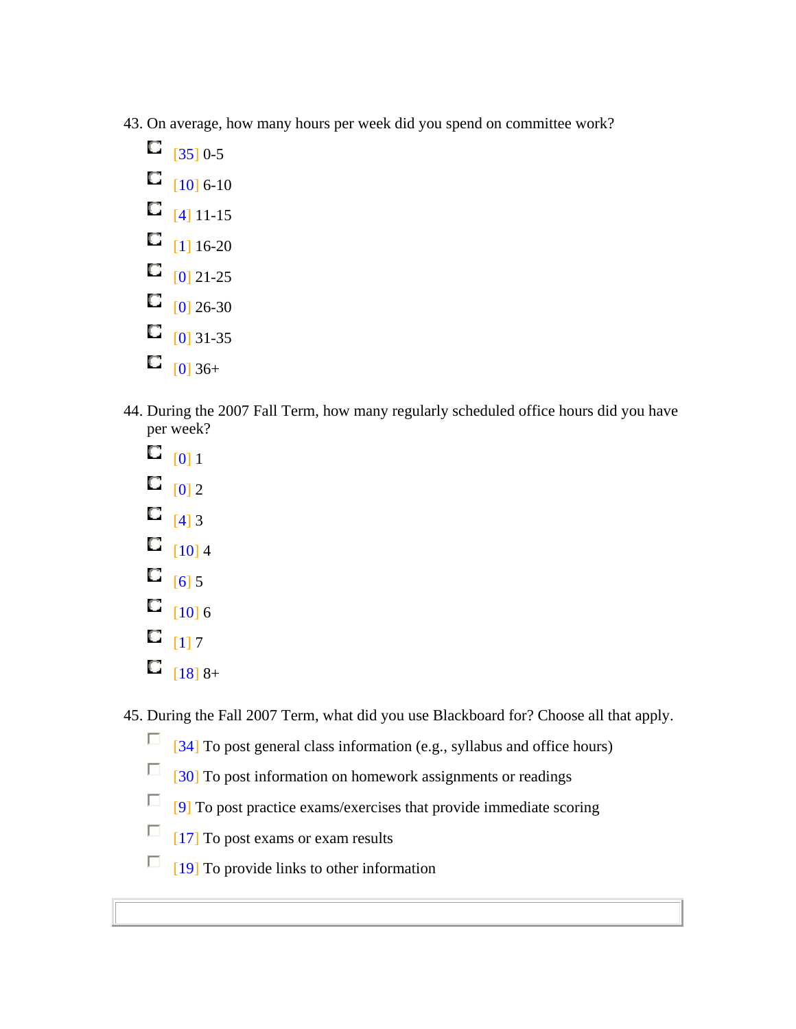43. On average, how many hours per week did you spend on committee work?

- [35] 0-5
- [10] 6-10
- [4] 11-15
- [1] 16-20
- [0] 21-25
- [0] 26-30
- [0] 31-35
- [0] 36+

44. During the 2007 Fall Term, how many regularly scheduled office hours did you have per week?

- [0] 1
- [0] 2
- [4] 3
- [10] 4
- [6] 5
- [10] 6
- [1] 7
- [18] 8+

45. During the Fall 2007 Term, what did you use Blackboard for? Choose all that apply.

- [34] To post general class information (e.g., syllabus and office hours)
- [30] To post information on homework assignments or readings
- [9] To post practice exams/exercises that provide immediate scoring
- [17] To post exams or exam results
- [19] To provide links to other information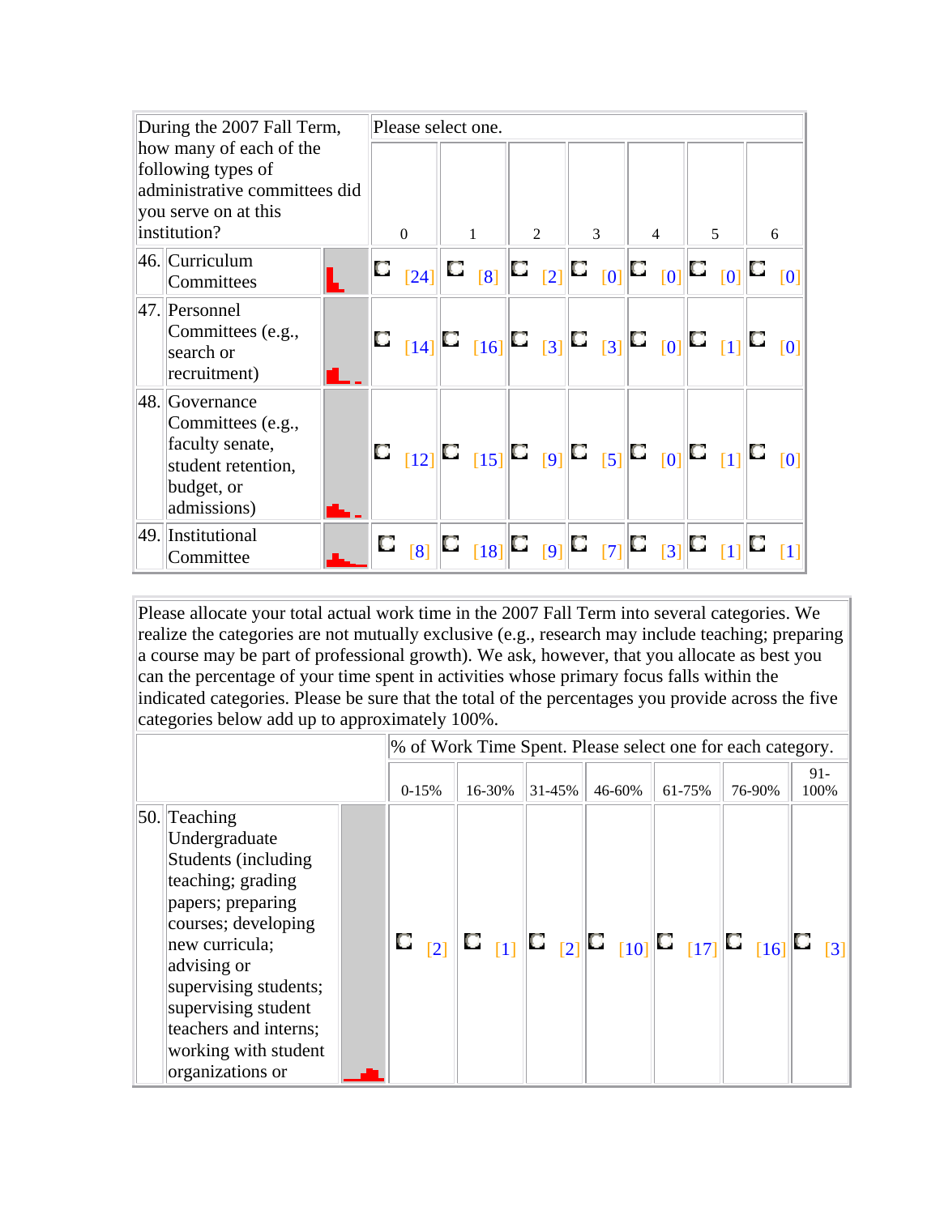| During the 2007 Fall Term, how many of each of the following types of administrative committees did you serve on at this institution? | Please select one. | | | | | | |
|---|---|---|---|---|---|---|---|
| | 0 | 1 | 2 | 3 | 4 | 5 | 6 |
| 46. Curriculum Committees | [24] | [8] | [2] | [0] | [0] | [0] | [0] |
| 47. Personnel Committees (e.g., search or recruitment) | [14] | [16] | [3] | [3] | [0] | [1] | [0] |
| 48. Governance Committees (e.g., faculty senate, student retention, budget, or admissions) | [12] | [15] | [9] | [5] | [0] | [1] | [0] |
| 49. Institutional Committee | [8] | [18] | [9] | [7] | [3] | [1] | [1] |

Please allocate your total actual work time in the 2007 Fall Term into several categories. We realize the categories are not mutually exclusive (e.g., research may include teaching; preparing a course may be part of professional growth). We ask, however, that you allocate as best you can the percentage of your time spent in activities whose primary focus falls within the indicated categories. Please be sure that the total of the percentages you provide across the five categories below add up to approximately 100%.

| | % of Work Time Spent. Please select one for each category. | | | | | | |
|---|---|---|---|---|---|---|---|
| | 0-15% | 16-30% | 31-45% | 46-60% | 61-75% | 76-90% | 91-100% |
| 50. Teaching Undergraduate Students (including teaching; grading papers; preparing courses; developing new curricula; advising or supervising students; supervising student teachers and interns; working with student organizations or | [2] | [1] | [2] | [10] | [17] | [16] | [3] |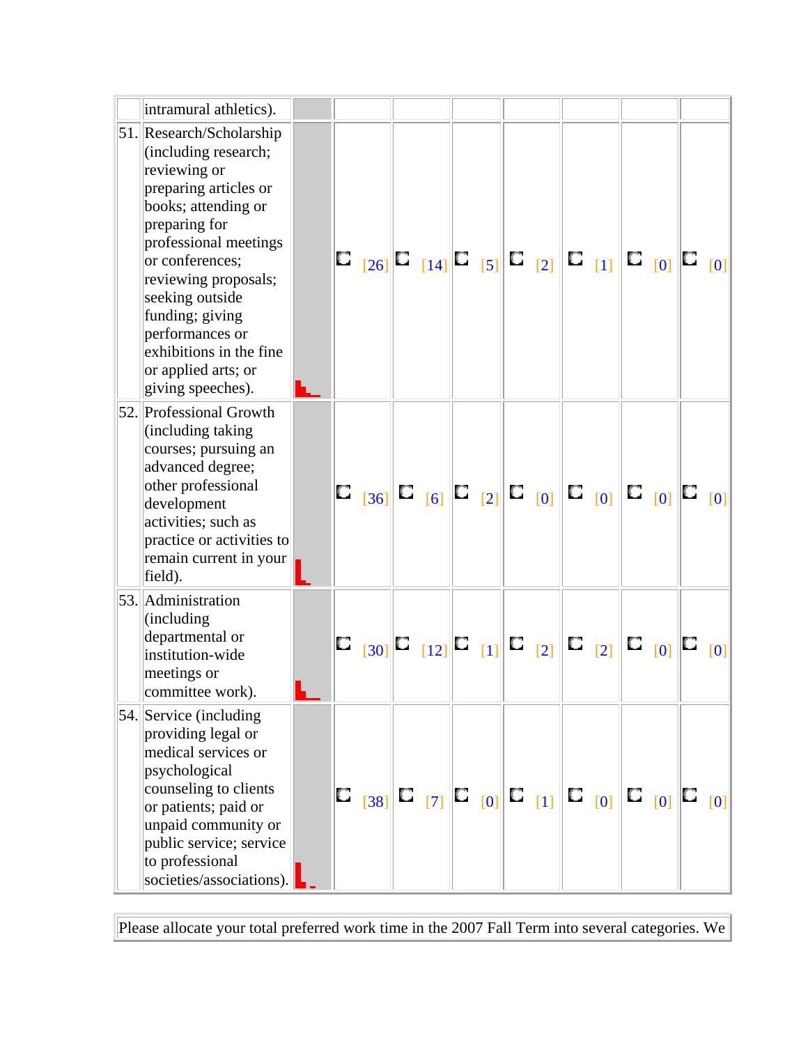|  |  |  |  |  |  |  |  |  |  |
|---|---|---|---|---|---|---|---|---|---|
|  | intramural athletics). |  |  |  |  |  |  |  |  |
| 51. | Research/Scholarship (including research; reviewing or preparing articles or books; attending or preparing for professional meetings or conferences; reviewing proposals; seeking outside funding; giving performances or exhibitions in the fine or applied arts; or giving speeches). |  | [26] | [14] | [5] | [2] | [1] | [0] | [0] |
| 52. | Professional Growth (including taking courses; pursuing an advanced degree; other professional development activities; such as practice or activities to remain current in your field). |  | [36] | [6] | [2] | [0] | [0] | [0] | [0] |
| 53. | Administration (including departmental or institution-wide meetings or committee work). |  | [30] | [12] | [1] | [2] | [2] | [0] | [0] |
| 54. | Service (including providing legal or medical services or psychological counseling to clients or patients; paid or unpaid community or public service; service to professional societies/associations). |  | [38] | [7] | [0] | [1] | [0] | [0] | [0] |

Please allocate your total preferred work time in the 2007 Fall Term into several categories. We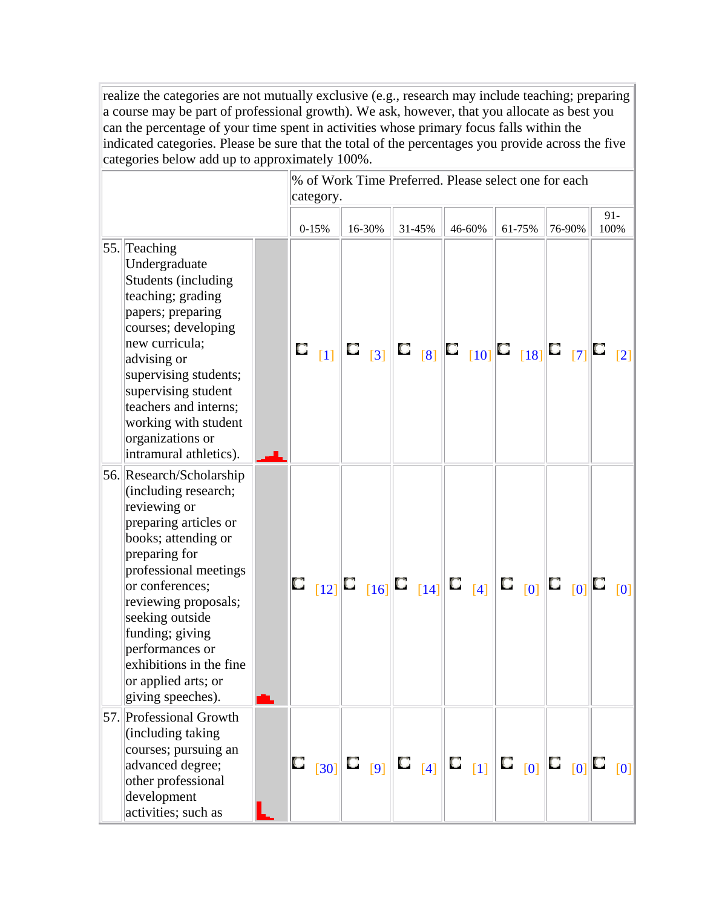realize the categories are not mutually exclusive (e.g., research may include teaching; preparing a course may be part of professional growth). We ask, however, that you allocate as best you can the percentage of your time spent in activities whose primary focus falls within the indicated categories. Please be sure that the total of the percentages you provide across the five categories below add up to approximately 100%.

| | | % of Work Time Preferred. Please select one for each category. | | | | | | |
|---|---|---|---|---|---|---|---|---|
| | | 0-15% | 16-30% | 31-45% | 46-60% | 61-75% | 76-90% | 91-100% |
| 55. | Teaching Undergraduate Students (including teaching; grading papers; preparing courses; developing new curricula; advising or supervising students; supervising student teachers and interns; working with student organizations or intramural athletics). | [1] | [3] | [8] | [10] | [18] | [7] | [2] |
| 56. | Research/Scholarship (including research; reviewing or preparing articles or books; attending or preparing for professional meetings or conferences; reviewing proposals; seeking outside funding; giving performances or exhibitions in the fine or applied arts; or giving speeches). | [12] | [16] | [14] | [4] | [0] | [0] | [0] |
| 57. | Professional Growth (including taking courses; pursuing an advanced degree; other professional development activities; such as | [30] | [9] | [4] | [1] | [0] | [0] | [0] |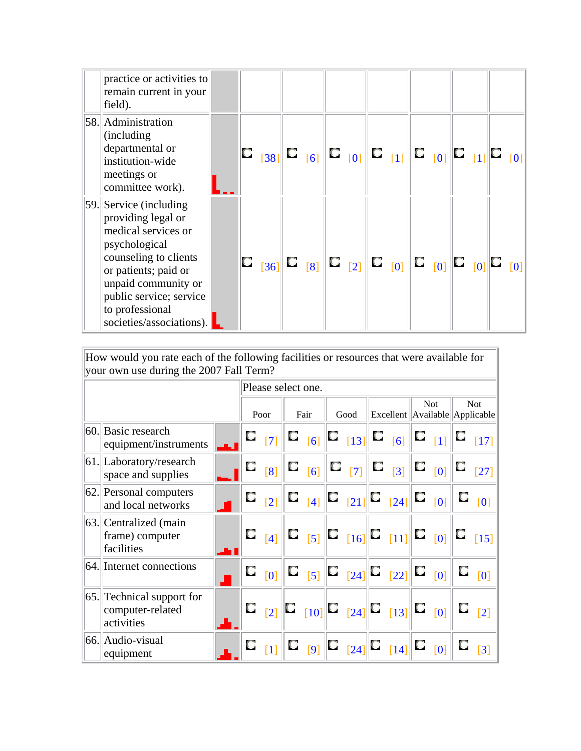| | | | | | | | | | |
|---|---|---|---|---|---|---|---|---|---|
| | practice or activities to remain current in your field). | | | | | | | | |
| 58. | Administration (including departmental or institution-wide meetings or committee work). | | [38] | [6] | [0] | [1] | [0] | [1] | [0] |
| 59. | Service (including providing legal or medical services or psychological counseling to clients or patients; paid or unpaid community or public service; service to professional societies/associations). | | [36] | [8] | [2] | [0] | [0] | [0] | [0] |

| How would you rate each of the following facilities or resources that were available for your own use during the 2007 Fall Term? | | | | | | | | |
|---|---|---|---|---|---|---|---|---|
| | | | Please select one. | | | | | |
| | | | Poor | Fair | Good | Excellent | Not Available | Not Applicable |
| 60. | Basic research equipment/instruments | | [7] | [6] | [13] | [6] | [1] | [17] |
| 61. | Laboratory/research space and supplies | | [8] | [6] | [7] | [3] | [0] | [27] |
| 62. | Personal computers and local networks | | [2] | [4] | [21] | [24] | [0] | [0] |
| 63. | Centralized (main frame) computer facilities | | [4] | [5] | [16] | [11] | [0] | [15] |
| 64. | Internet connections | | [0] | [5] | [24] | [22] | [0] | [0] |
| 65. | Technical support for computer-related activities | | [2] | [10] | [24] | [13] | [0] | [2] |
| 66. | Audio-visual equipment | | [1] | [9] | [24] | [14] | [0] | [3] |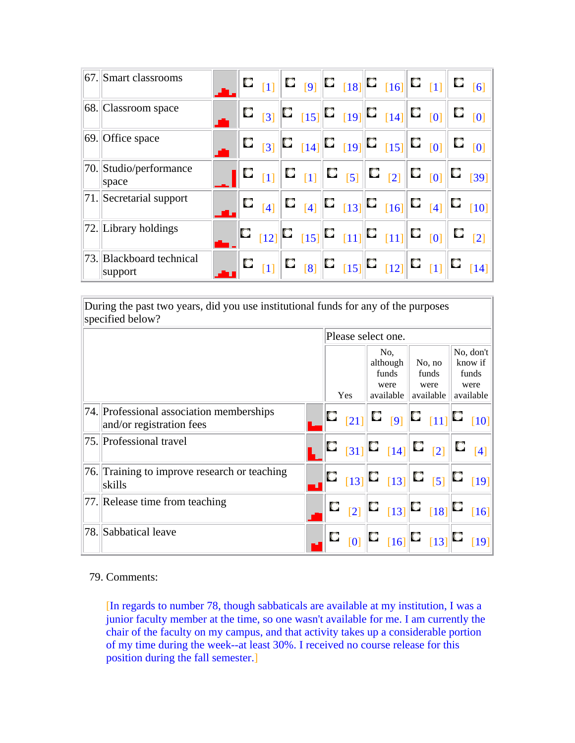| | | | | | | | |
|---|---|---|---|---|---|---|---|
| 67. | Smart classrooms | | [1] | [9] | [18] | [16] | [1] | [6] |
| 68. | Classroom space | | [3] | [15] | [19] | [14] | [0] | [0] |
| 69. | Office space | | [3] | [14] | [19] | [15] | [0] | [0] |
| 70. | Studio/performance space | | [1] | [1] | [5] | [2] | [0] | [39] |
| 71. | Secretarial support | | [4] | [4] | [13] | [16] | [4] | [10] |
| 72. | Library holdings | | [12] | [15] | [11] | [11] | [0] | [2] |
| 73. | Blackboard technical support | | [1] | [8] | [15] | [12] | [1] | [14] |

During the past two years, did you use institutional funds for any of the purposes specified below?

| | | | Please select one. | | | |
|---|---|---|---|---|---|---|
| | | | Yes | No, although funds were available | No, no funds were available | No, don't know if funds were available |
| 74. | Professional association memberships and/or registration fees | | [21] | [9] | [11] | [10] |
| 75. | Professional travel | | [31] | [14] | [2] | [4] |
| 76. | Training to improve research or teaching skills | | [13] | [13] | [5] | [19] |
| 77. | Release time from teaching | | [2] | [13] | [18] | [16] |
| 78. | Sabbatical leave | | [0] | [16] | [13] | [19] |

79. Comments:

[In regards to number 78, though sabbaticals are available at my institution, I was a junior faculty member at the time, so one wasn't available for me. I am currently the chair of the faculty on my campus, and that activity takes up a considerable portion of my time during the week--at least 30%. I received no course release for this position during the fall semester.]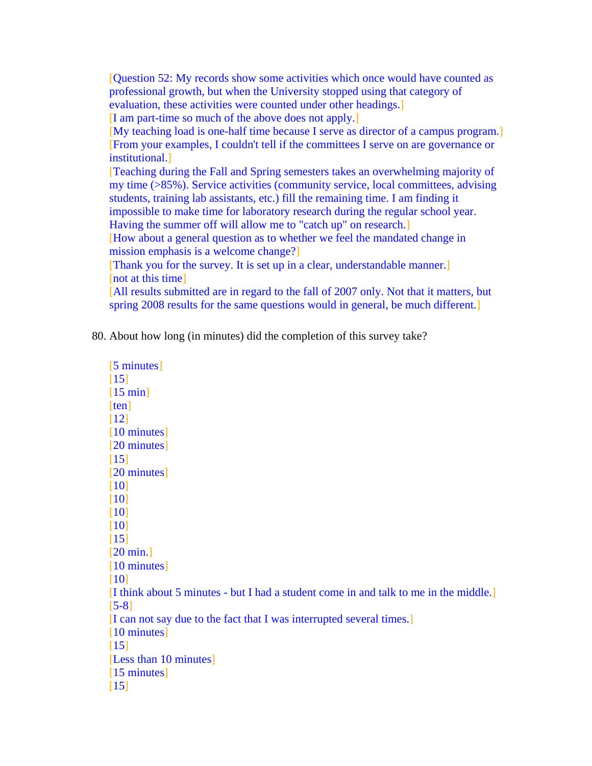[Question 52: My records show some activities which once would have counted as professional growth, but when the University stopped using that category of evaluation, these activities were counted under other headings.]
[I am part-time so much of the above does not apply.]
[My teaching load is one-half time because I serve as director of a campus program.]
[From your examples, I couldn't tell if the committees I serve on are governance or institutional.]
[Teaching during the Fall and Spring semesters takes an overwhelming majority of my time (>85%). Service activities (community service, local committees, advising students, training lab assistants, etc.) fill the remaining time. I am finding it impossible to make time for laboratory research during the regular school year. Having the summer off will allow me to "catch up" on research.]
[How about a general question as to whether we feel the mandated change in mission emphasis is a welcome change?]
[Thank you for the survey. It is set up in a clear, understandable manner.]
[not at this time]
[All results submitted are in regard to the fall of 2007 only. Not that it matters, but spring 2008 results for the same questions would in general, be much different.]

80. About how long (in minutes) did the completion of this survey take?

[5 minutes]
[15]
[15 min]
[ten]
[12]
[10 minutes]
[20 minutes]
[15]
[20 minutes]
[10]
[10]
[10]
[10]
[15]
[20 min.]
[10 minutes]
[10]
[I think about 5 minutes - but I had a student come in and talk to me in the middle.]
[5-8]
[I can not say due to the fact that I was interrupted several times.]
[10 minutes]
[15]
[Less than 10 minutes]
[15 minutes]
[15]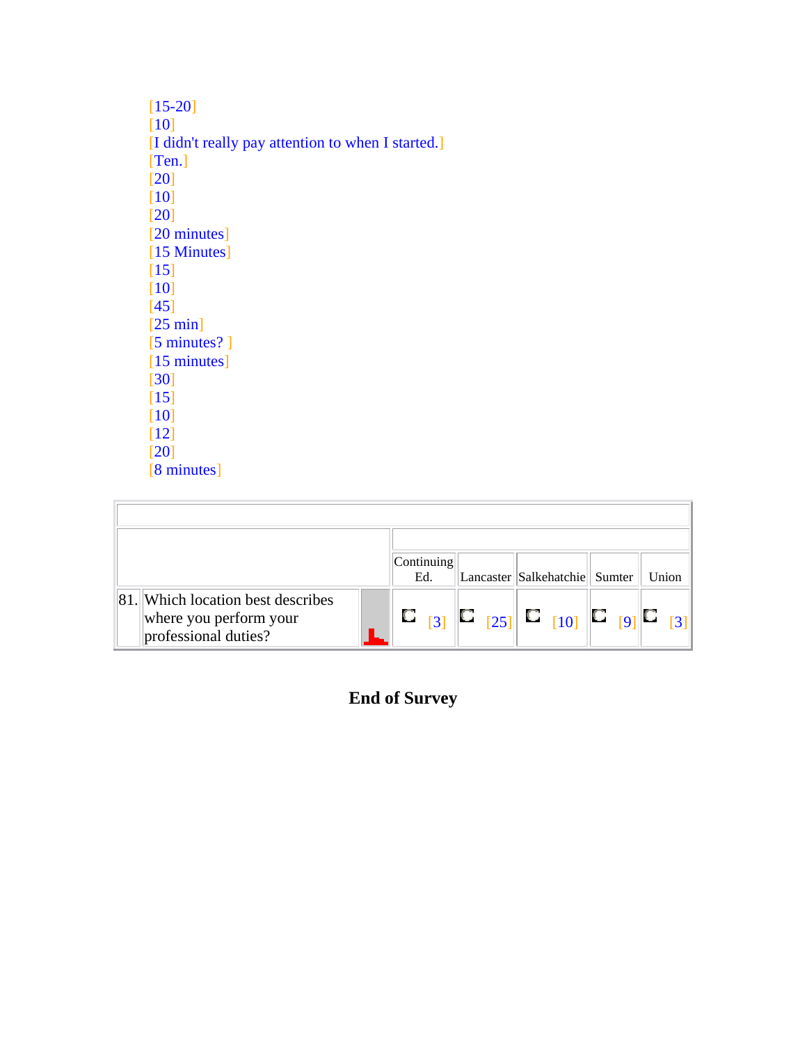[15-20]
[10]
[I didn't really pay attention to when I started.]
[Ten.]
[20]
[10]
[20]
[20 minutes]
[15 Minutes]
[15]
[10]
[45]
[25 min]
[5 minutes? ]
[15 minutes]
[30]
[15]
[10]
[12]
[20]
[8 minutes]

| | | Continuing Ed. | Lancaster | Salkehatchie | Sumter | Union |
|---|---|---|---|---|---|---|
| 81. | Which location best describes where you perform your professional duties? | [3] | [25] | [10] | [9] | [3] |

**End of Survey**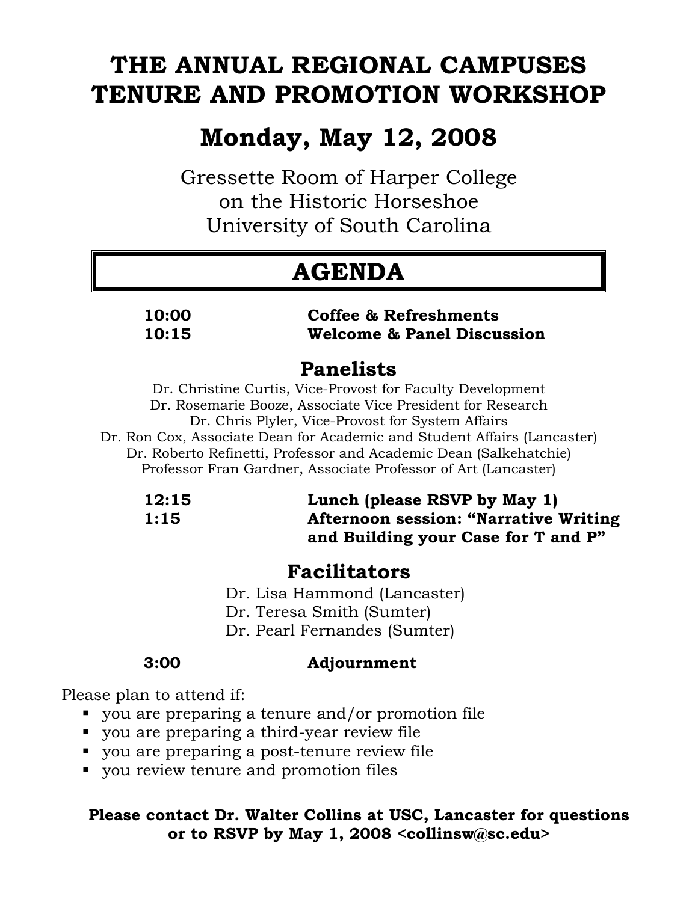# THE ANNUAL REGIONAL CAMPUSES TENURE AND PROMOTION WORKSHOP

## Monday, May 12, 2008

Gressette Room of Harper College
on the Historic Horseshoe
University of South Carolina

## AGENDA

**10:00** **Coffee & Refreshments**
**10:15** **Welcome & Panel Discussion**

### Panelists

Dr. Christine Curtis, Vice-Provost for Faculty Development
Dr. Rosemarie Booze, Associate Vice President for Research
Dr. Chris Plyler, Vice-Provost for System Affairs
Dr. Ron Cox, Associate Dean for Academic and Student Affairs (Lancaster)
Dr. Roberto Refinetti, Professor and Academic Dean (Salkehatchie)
Professor Fran Gardner, Associate Professor of Art (Lancaster)

**12:15** **Lunch (please RSVP by May 1)**
**1:15** **Afternoon session: "Narrative Writing and Building your Case for T and P"**

### Facilitators

Dr. Lisa Hammond (Lancaster)
Dr. Teresa Smith (Sumter)
Dr. Pearl Fernandes (Sumter)

**3:00** **Adjournment**

Please plan to attend if:

- you are preparing a tenure and/or promotion file
- you are preparing a third-year review file
- you are preparing a post-tenure review file
- you review tenure and promotion files

**Please contact Dr. Walter Collins at USC, Lancaster for questions or to RSVP by May 1, 2008 <collinsw@sc.edu>**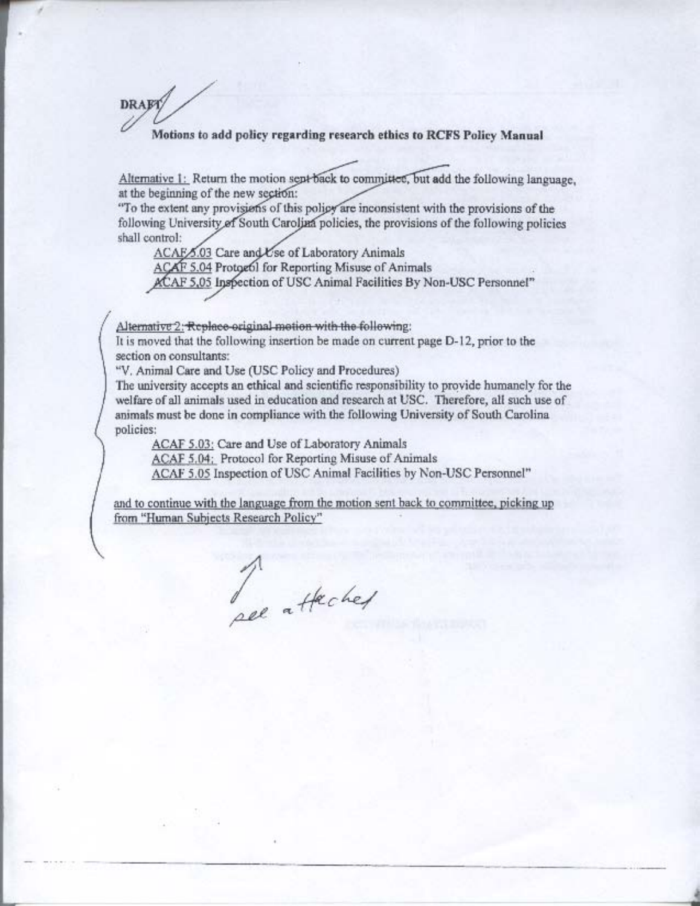DRAFT

**Motions to add policy regarding research ethics to RCFS Policy Manual**

Alternative 1: Return the motion sent back to committee, but add the following language, at the beginning of the new section:
"To the extent any provisions of this policy are inconsistent with the provisions of the following University of South Carolina policies, the provisions of the following policies shall control:

ACAF 5.03 Care and Use of Laboratory Animals
ACAF 5.04 Protocol for Reporting Misuse of Animals
ACAF 5.05 Inspection of USC Animal Facilities By Non-USC Personnel"

Alternative 2: ~~Replace original motion with the following:~~
It is moved that the following insertion be made on current page D-12, prior to the section on consultants:
"V. Animal Care and Use (USC Policy and Procedures)
The university accepts an ethical and scientific responsibility to provide humanely for the welfare of all animals used in education and research at USC. Therefore, all such use of animals must be done in compliance with the following University of South Carolina policies:

ACAF 5.03: Care and Use of Laboratory Animals
ACAF 5.04: Protocol for Reporting Misuse of Animals
ACAF 5.05 Inspection of USC Animal Facilities by Non-USC Personnel"

and to continue with the language from the motion sent back to committee, picking up from "Human Subjects Research Policy"

see attached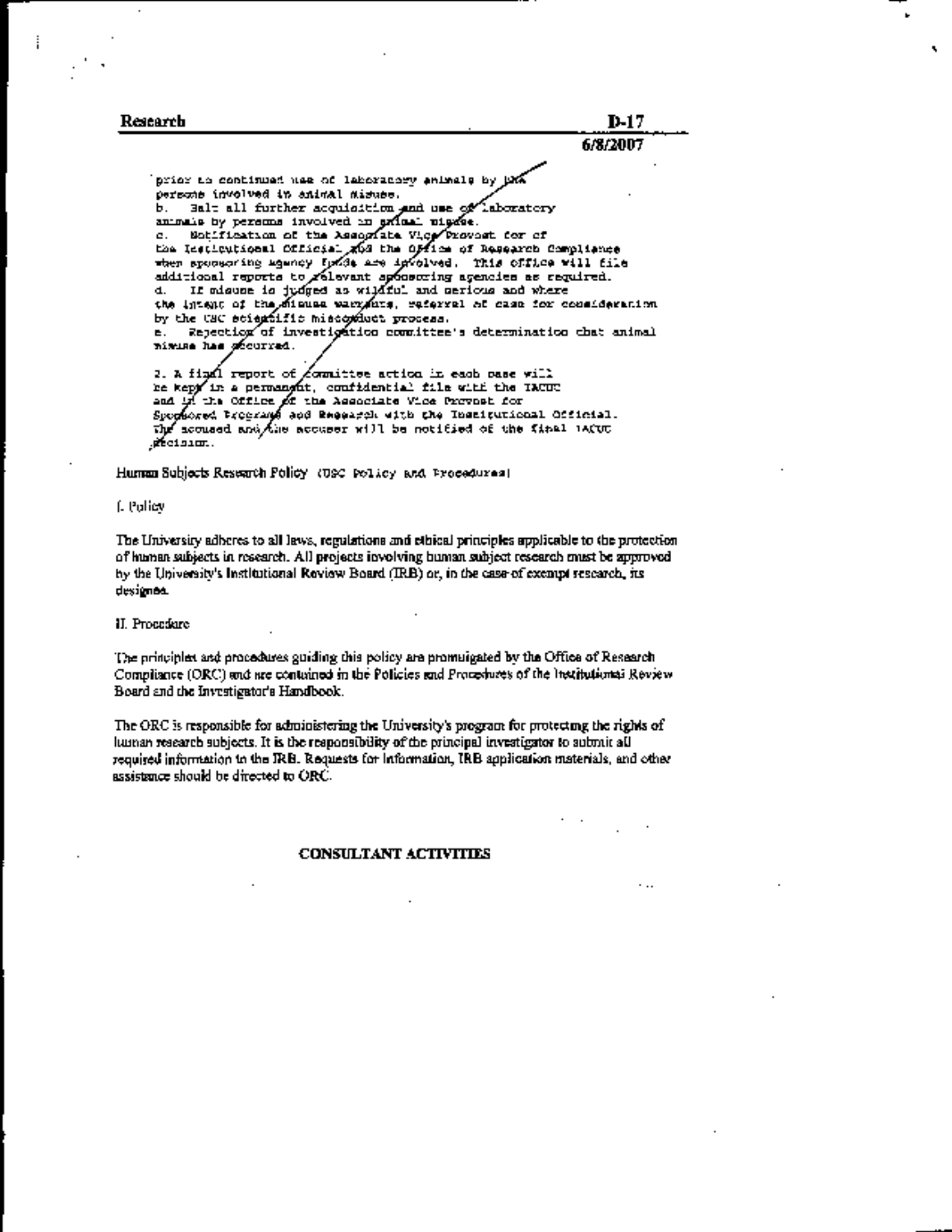prior to continued use of laboratory animals by the persons involved in animal misuse.

b. Halt all further acquisition and use of laboratory animals by persons involved in animal misuse.

c. Notification of the Associate Vice Provost for of the Institutional Official and the Office of Research Compliance when sponsoring agency funds are involved. This office will file additional reports to relevant sponsoring agencies as required.

d. If misuse is judged as willful and serious and where the intent of the misuse warrants, referral of case for consideration by the USC scientific misconduct process.

e. Rejection of investigation committee's determination that animal misuse has occurred.

2. A final report of committee action in each case will be kept in a permanent, confidential file with the IACUC and in the Office of the Associate Vice Provost for Sponsored Programs and Research with the Institutional Official. The accused and the accuser will be notified of the final IACUC decision.

Human Subjects Research Policy (USC Policy and Procedures)

I. Policy

The University adheres to all laws, regulations and ethical principles applicable to the protection of human subjects in research. All projects involving human subject research must be approved by the University's Institutional Review Board (IRB) or, in the case of exempt research, its designee.

II. Procedure

The principles and procedures guiding this policy are promulgated by the Office of Research Compliance (ORC) and are contained in the Policies and Procedures of the Institutional Review Board and the Investigator's Handbook.

The ORC is responsible for administering the University's program for protecting the rights of human research subjects. It is the responsibility of the principal investigator to submit all required information to the IRB. Requests for information, IRB application materials, and other assistance should be directed to ORC.

## CONSULTANT ACTIVITIES